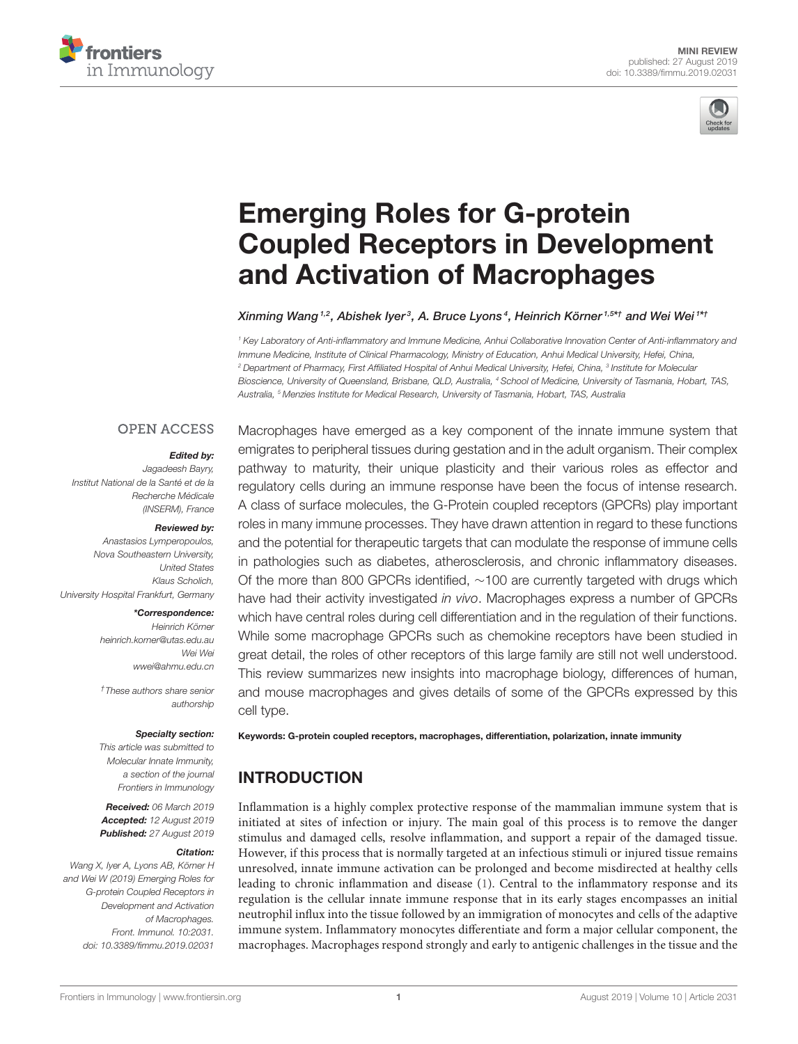MINI REVIEW
published: 27 August 2019
doi: 10.3389/fimmu.2019.02031

# Emerging Roles for G-protein Coupled Receptors in Development and Activation of Macrophages

*Xinming Wang[1,2], Abishek Iyer[3], A. Bruce Lyons[4], Heinrich Körner[1,5*†] and Wei Wei[1*†]*

[1] Key Laboratory of Anti-inflammatory and Immune Medicine, Anhui Collaborative Innovation Center of Anti-inflammatory and Immune Medicine, Institute of Clinical Pharmacology, Ministry of Education, Anhui Medical University, Hefei, China, [2] Department of Pharmacy, First Affiliated Hospital of Anhui Medical University, Hefei, China, [3] Institute for Molecular Bioscience, University of Queensland, Brisbane, QLD, Australia, [4] School of Medicine, University of Tasmania, Hobart, TAS, Australia, [5] Menzies Institute for Medical Research, University of Tasmania, Hobart, TAS, Australia

OPEN ACCESS

***Edited by:***
Jagadeesh Bayry,
Institut National de la Santé et de la Recherche Médicale (INSERM), France

***Reviewed by:***
Anastasios Lymperopoulos,
Nova Southeastern University, United States
Klaus Scholich,
University Hospital Frankfurt, Germany

***\*Correspondence:***
Heinrich Körner
heinrich.korner@utas.edu.au
Wei Wei
wwei@ahmu.edu.cn

*†These authors share senior authorship*

***Specialty section:***
This article was submitted to Molecular Innate Immunity, a section of the journal Frontiers in Immunology

***Received:*** 06 March 2019
***Accepted:*** 12 August 2019
***Published:*** 27 August 2019

***Citation:***
Wang X, Iyer A, Lyons AB, Körner H and Wei W (2019) Emerging Roles for G-protein Coupled Receptors in Development and Activation of Macrophages. Front. Immunol. 10:2031. doi: 10.3389/fimmu.2019.02031

Macrophages have emerged as a key component of the innate immune system that emigrates to peripheral tissues during gestation and in the adult organism. Their complex pathway to maturity, their unique plasticity and their various roles as effector and regulatory cells during an immune response have been the focus of intense research. A class of surface molecules, the G-Protein coupled receptors (GPCRs) play important roles in many immune processes. They have drawn attention in regard to these functions and the potential for therapeutic targets that can modulate the response of immune cells in pathologies such as diabetes, atherosclerosis, and chronic inflammatory diseases. Of the more than 800 GPCRs identified, ∼100 are currently targeted with drugs which have had their activity investigated *in vivo*. Macrophages express a number of GPCRs which have central roles during cell differentiation and in the regulation of their functions. While some macrophage GPCRs such as chemokine receptors have been studied in great detail, the roles of other receptors of this large family are still not well understood. This review summarizes new insights into macrophage biology, differences of human, and mouse macrophages and gives details of some of the GPCRs expressed by this cell type.

**Keywords: G-protein coupled receptors, macrophages, differentiation, polarization, innate immunity**

## INTRODUCTION

Inflammation is a highly complex protective response of the mammalian immune system that is initiated at sites of infection or injury. The main goal of this process is to remove the danger stimulus and damaged cells, resolve inflammation, and support a repair of the damaged tissue. However, if this process that is normally targeted at an infectious stimuli or injured tissue remains unresolved, innate immune activation can be prolonged and become misdirected at healthy cells leading to chronic inflammation and disease (1). Central to the inflammatory response and its regulation is the cellular innate immune response that in its early stages encompasses an initial neutrophil influx into the tissue followed by an immigration of monocytes and cells of the adaptive immune system. Inflammatory monocytes differentiate and form a major cellular component, the macrophages. Macrophages respond strongly and early to antigenic challenges in the tissue and the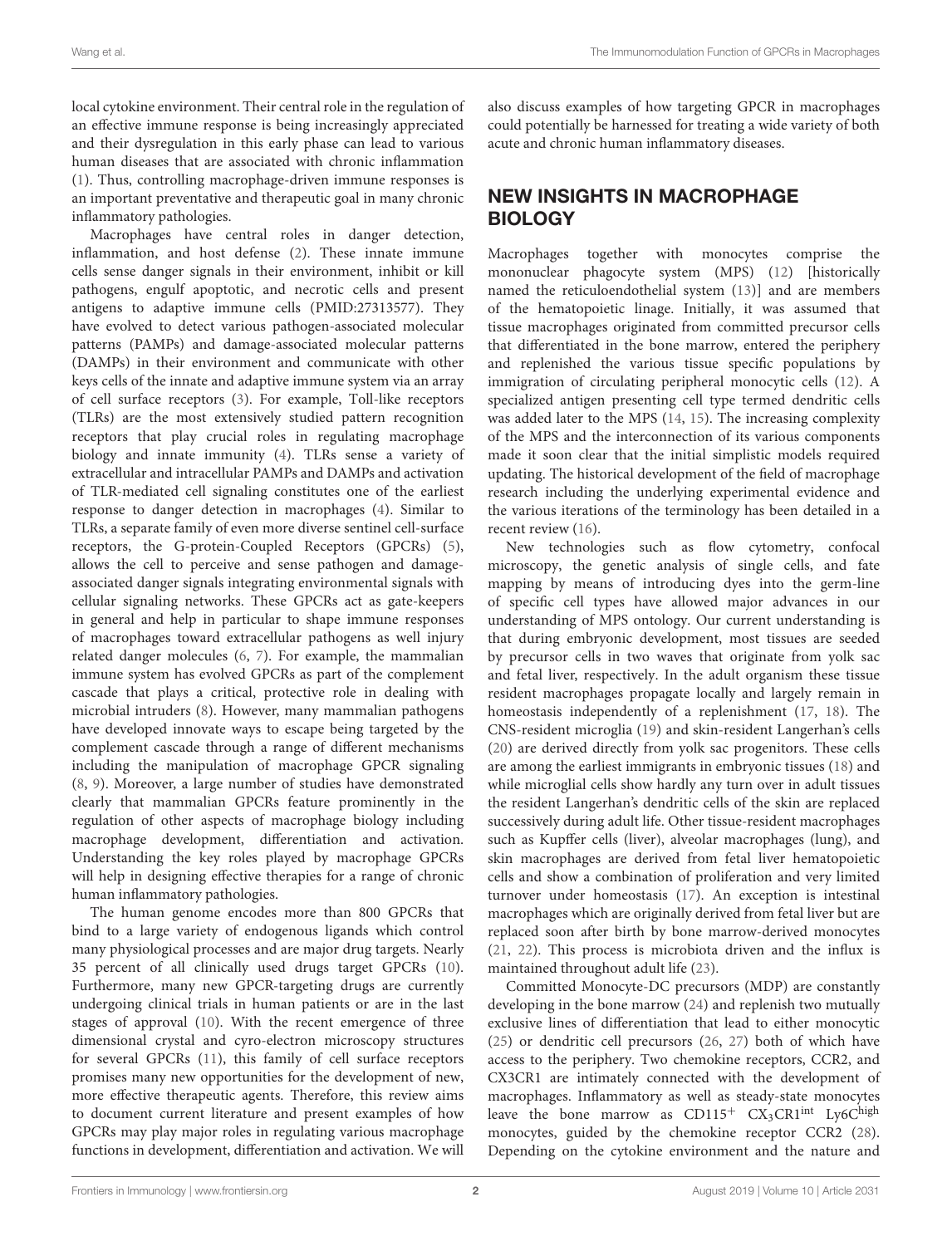local cytokine environment. Their central role in the regulation of an effective immune response is being increasingly appreciated and their dysregulation in this early phase can lead to various human diseases that are associated with chronic inflammation (1). Thus, controlling macrophage-driven immune responses is an important preventative and therapeutic goal in many chronic inflammatory pathologies.

Macrophages have central roles in danger detection, inflammation, and host defense (2). These innate immune cells sense danger signals in their environment, inhibit or kill pathogens, engulf apoptotic, and necrotic cells and present antigens to adaptive immune cells (PMID:27313577). They have evolved to detect various pathogen-associated molecular patterns (PAMPs) and damage-associated molecular patterns (DAMPs) in their environment and communicate with other keys cells of the innate and adaptive immune system via an array of cell surface receptors (3). For example, Toll-like receptors (TLRs) are the most extensively studied pattern recognition receptors that play crucial roles in regulating macrophage biology and innate immunity (4). TLRs sense a variety of extracellular and intracellular PAMPs and DAMPs and activation of TLR-mediated cell signaling constitutes one of the earliest response to danger detection in macrophages (4). Similar to TLRs, a separate family of even more diverse sentinel cell-surface receptors, the G-protein-Coupled Receptors (GPCRs) (5), allows the cell to perceive and sense pathogen and damage-associated danger signals integrating environmental signals with cellular signaling networks. These GPCRs act as gate-keepers in general and help in particular to shape immune responses of macrophages toward extracellular pathogens as well injury related danger molecules (6, 7). For example, the mammalian immune system has evolved GPCRs as part of the complement cascade that plays a critical, protective role in dealing with microbial intruders (8). However, many mammalian pathogens have developed innovate ways to escape being targeted by the complement cascade through a range of different mechanisms including the manipulation of macrophage GPCR signaling (8, 9). Moreover, a large number of studies have demonstrated clearly that mammalian GPCRs feature prominently in the regulation of other aspects of macrophage biology including macrophage development, differentiation and activation. Understanding the key roles played by macrophage GPCRs will help in designing effective therapies for a range of chronic human inflammatory pathologies.

The human genome encodes more than 800 GPCRs that bind to a large variety of endogenous ligands which control many physiological processes and are major drug targets. Nearly 35 percent of all clinically used drugs target GPCRs (10). Furthermore, many new GPCR-targeting drugs are currently undergoing clinical trials in human patients or are in the last stages of approval (10). With the recent emergence of three dimensional crystal and cyro-electron microscopy structures for several GPCRs (11), this family of cell surface receptors promises many new opportunities for the development of new, more effective therapeutic agents. Therefore, this review aims to document current literature and present examples of how GPCRs may play major roles in regulating various macrophage functions in development, differentiation and activation. We will also discuss examples of how targeting GPCR in macrophages could potentially be harnessed for treating a wide variety of both acute and chronic human inflammatory diseases.

## NEW INSIGHTS IN MACROPHAGE BIOLOGY

Macrophages together with monocytes comprise the mononuclear phagocyte system (MPS) (12) [historically named the reticuloendothelial system (13)] and are members of the hematopoietic linage. Initially, it was assumed that tissue macrophages originated from committed precursor cells that differentiated in the bone marrow, entered the periphery and replenished the various tissue specific populations by immigration of circulating peripheral monocytic cells (12). A specialized antigen presenting cell type termed dendritic cells was added later to the MPS (14, 15). The increasing complexity of the MPS and the interconnection of its various components made it soon clear that the initial simplistic models required updating. The historical development of the field of macrophage research including the underlying experimental evidence and the various iterations of the terminology has been detailed in a recent review (16).

New technologies such as flow cytometry, confocal microscopy, the genetic analysis of single cells, and fate mapping by means of introducing dyes into the germ-line of specific cell types have allowed major advances in our understanding of MPS ontology. Our current understanding is that during embryonic development, most tissues are seeded by precursor cells in two waves that originate from yolk sac and fetal liver, respectively. In the adult organism these tissue resident macrophages propagate locally and largely remain in homeostasis independently of a replenishment (17, 18). The CNS-resident microglia (19) and skin-resident Langerhan's cells (20) are derived directly from yolk sac progenitors. These cells are among the earliest immigrants in embryonic tissues (18) and while microglial cells show hardly any turn over in adult tissues the resident Langerhan's dendritic cells of the skin are replaced successively during adult life. Other tissue-resident macrophages such as Kupffer cells (liver), alveolar macrophages (lung), and skin macrophages are derived from fetal liver hematopoietic cells and show a combination of proliferation and very limited turnover under homeostasis (17). An exception is intestinal macrophages which are originally derived from fetal liver but are replaced soon after birth by bone marrow-derived monocytes (21, 22). This process is microbiota driven and the influx is maintained throughout adult life (23).

Committed Monocyte-DC precursors (MDP) are constantly developing in the bone marrow (24) and replenish two mutually exclusive lines of differentiation that lead to either monocytic (25) or dendritic cell precursors (26, 27) both of which have access to the periphery. Two chemokine receptors, CCR2, and CX3CR1 are intimately connected with the development of macrophages. Inflammatory as well as steady-state monocytes leave the bone marrow as $CD115^{+}$ $CX_3CR1^{int}$ $Ly6C^{high}$ monocytes, guided by the chemokine receptor CCR2 (28). Depending on the cytokine environment and the nature and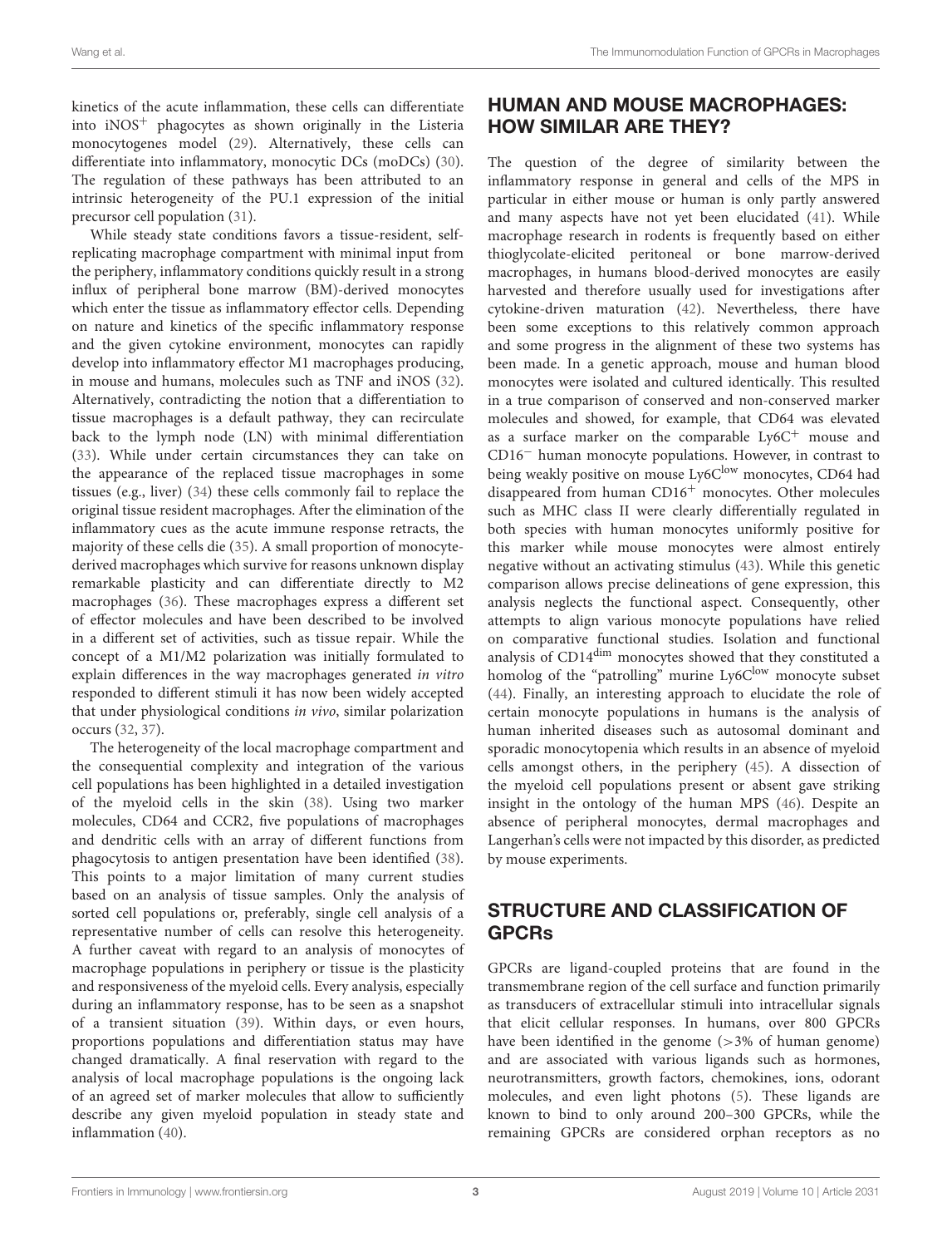kinetics of the acute inflammation, these cells can differentiate into iNOS$^{+}$ phagocytes as shown originally in the Listeria monocytogenes model (29). Alternatively, these cells can differentiate into inflammatory, monocytic DCs (moDCs) (30). The regulation of these pathways has been attributed to an intrinsic heterogeneity of the PU.1 expression of the initial precursor cell population (31).

While steady state conditions favors a tissue-resident, self-replicating macrophage compartment with minimal input from the periphery, inflammatory conditions quickly result in a strong influx of peripheral bone marrow (BM)-derived monocytes which enter the tissue as inflammatory effector cells. Depending on nature and kinetics of the specific inflammatory response and the given cytokine environment, monocytes can rapidly develop into inflammatory effector M1 macrophages producing, in mouse and humans, molecules such as TNF and iNOS (32). Alternatively, contradicting the notion that a differentiation to tissue macrophages is a default pathway, they can recirculate back to the lymph node (LN) with minimal differentiation (33). While under certain circumstances they can take on the appearance of the replaced tissue macrophages in some tissues (e.g., liver) (34) these cells commonly fail to replace the original tissue resident macrophages. After the elimination of the inflammatory cues as the acute immune response retracts, the majority of these cells die (35). A small proportion of monocyte-derived macrophages which survive for reasons unknown display remarkable plasticity and can differentiate directly to M2 macrophages (36). These macrophages express a different set of effector molecules and have been described to be involved in a different set of activities, such as tissue repair. While the concept of a M1/M2 polarization was initially formulated to explain differences in the way macrophages generated *in vitro* responded to different stimuli it has now been widely accepted that under physiological conditions *in vivo*, similar polarization occurs (32, 37).

The heterogeneity of the local macrophage compartment and the consequential complexity and integration of the various cell populations has been highlighted in a detailed investigation of the myeloid cells in the skin (38). Using two marker molecules, CD64 and CCR2, five populations of macrophages and dendritic cells with an array of different functions from phagocytosis to antigen presentation have been identified (38). This points to a major limitation of many current studies based on an analysis of tissue samples. Only the analysis of sorted cell populations or, preferably, single cell analysis of a representative number of cells can resolve this heterogeneity. A further caveat with regard to an analysis of monocytes of macrophage populations in periphery or tissue is the plasticity and responsiveness of the myeloid cells. Every analysis, especially during an inflammatory response, has to be seen as a snapshot of a transient situation (39). Within days, or even hours, proportions populations and differentiation status may have changed dramatically. A final reservation with regard to the analysis of local macrophage populations is the ongoing lack of an agreed set of marker molecules that allow to sufficiently describe any given myeloid population in steady state and inflammation (40).

## HUMAN AND MOUSE MACROPHAGES: HOW SIMILAR ARE THEY?

The question of the degree of similarity between the inflammatory response in general and cells of the MPS in particular in either mouse or human is only partly answered and many aspects have not yet been elucidated (41). While macrophage research in rodents is frequently based on either thioglycolate-elicited peritoneal or bone marrow-derived macrophages, in humans blood-derived monocytes are easily harvested and therefore usually used for investigations after cytokine-driven maturation (42). Nevertheless, there have been some exceptions to this relatively common approach and some progress in the alignment of these two systems has been made. In a genetic approach, mouse and human blood monocytes were isolated and cultured identically. This resulted in a true comparison of conserved and non-conserved marker molecules and showed, for example, that CD64 was elevated as a surface marker on the comparable Ly6C$^{+}$ mouse and CD16$^{-}$ human monocyte populations. However, in contrast to being weakly positive on mouse Ly6C$^{low}$ monocytes, CD64 had disappeared from human CD16$^{+}$ monocytes. Other molecules such as MHC class II were clearly differentially regulated in both species with human monocytes uniformly positive for this marker while mouse monocytes were almost entirely negative without an activating stimulus (43). While this genetic comparison allows precise delineations of gene expression, this analysis neglects the functional aspect. Consequently, other attempts to align various monocyte populations have relied on comparative functional studies. Isolation and functional analysis of CD14$^{dim}$ monocytes showed that they constituted a homolog of the "patrolling" murine Ly6C$^{low}$ monocyte subset (44). Finally, an interesting approach to elucidate the role of certain monocyte populations in humans is the analysis of human inherited diseases such as autosomal dominant and sporadic monocytopenia which results in an absence of myeloid cells amongst others, in the periphery (45). A dissection of the myeloid cell populations present or absent gave striking insight in the ontology of the human MPS (46). Despite an absence of peripheral monocytes, dermal macrophages and Langerhan's cells were not impacted by this disorder, as predicted by mouse experiments.

## STRUCTURE AND CLASSIFICATION OF GPCRs

GPCRs are ligand-coupled proteins that are found in the transmembrane region of the cell surface and function primarily as transducers of extracellular stimuli into intracellular signals that elicit cellular responses. In humans, over 800 GPCRs have been identified in the genome (>3% of human genome) and are associated with various ligands such as hormones, neurotransmitters, growth factors, chemokines, ions, odorant molecules, and even light photons (5). These ligands are known to bind to only around 200–300 GPCRs, while the remaining GPCRs are considered orphan receptors as no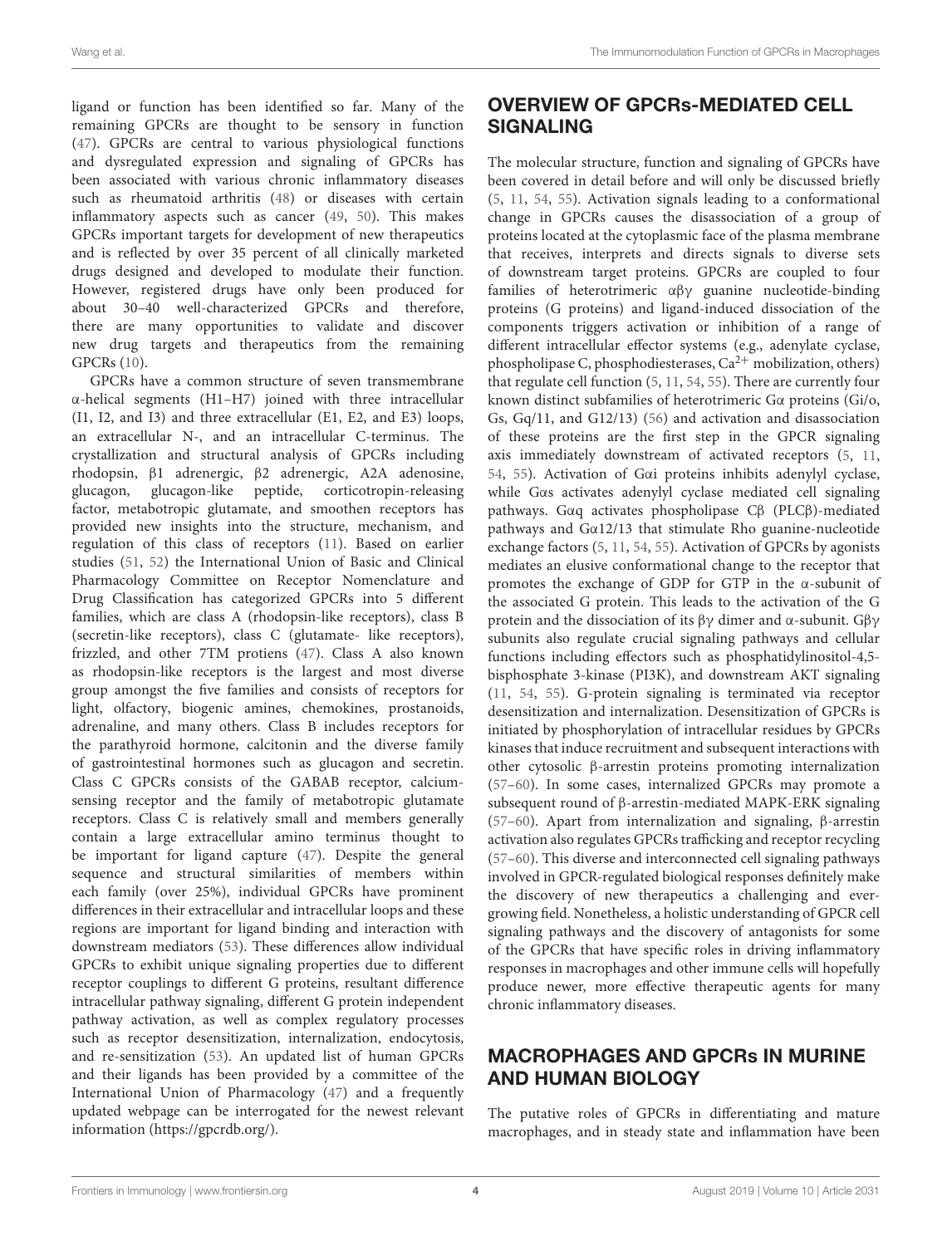ligand or function has been identified so far. Many of the remaining GPCRs are thought to be sensory in function (47). GPCRs are central to various physiological functions and dysregulated expression and signaling of GPCRs has been associated with various chronic inflammatory diseases such as rheumatoid arthritis (48) or diseases with certain inflammatory aspects such as cancer (49, 50). This makes GPCRs important targets for development of new therapeutics and is reflected by over 35 percent of all clinically marketed drugs designed and developed to modulate their function. However, registered drugs have only been produced for about 30–40 well-characterized GPCRs and therefore, there are many opportunities to validate and discover new drug targets and therapeutics from the remaining GPCRs (10).

GPCRs have a common structure of seven transmembrane α-helical segments (H1–H7) joined with three intracellular (I1, I2, and I3) and three extracellular (E1, E2, and E3) loops, an extracellular N-, and an intracellular C-terminus. The crystallization and structural analysis of GPCRs including rhodopsin, β1 adrenergic, β2 adrenergic, A2A adenosine, glucagon, glucagon-like peptide, corticotropin-releasing factor, metabotropic glutamate, and smoothen receptors has provided new insights into the structure, mechanism, and regulation of this class of receptors (11). Based on earlier studies (51, 52) the International Union of Basic and Clinical Pharmacology Committee on Receptor Nomenclature and Drug Classification has categorized GPCRs into 5 different families, which are class A (rhodopsin-like receptors), class B (secretin-like receptors), class C (glutamate- like receptors), frizzled, and other 7TM protiens (47). Class A also known as rhodopsin-like receptors is the largest and most diverse group amongst the five families and consists of receptors for light, olfactory, biogenic amines, chemokines, prostanoids, adrenaline, and many others. Class B includes receptors for the parathyroid hormone, calcitonin and the diverse family of gastrointestinal hormones such as glucagon and secretin. Class C GPCRs consists of the GABAB receptor, calcium-sensing receptor and the family of metabotropic glutamate receptors. Class C is relatively small and members generally contain a large extracellular amino terminus thought to be important for ligand capture (47). Despite the general sequence and structural similarities of members within each family (over 25%), individual GPCRs have prominent differences in their extracellular and intracellular loops and these regions are important for ligand binding and interaction with downstream mediators (53). These differences allow individual GPCRs to exhibit unique signaling properties due to different receptor couplings to different G proteins, resultant difference intracellular pathway signaling, different G protein independent pathway activation, as well as complex regulatory processes such as receptor desensitization, internalization, endocytosis, and re-sensitization (53). An updated list of human GPCRs and their ligands has been provided by a committee of the International Union of Pharmacology (47) and a frequently updated webpage can be interrogated for the newest relevant information (https://gpcrdb.org/).

## OVERVIEW OF GPCRs-MEDIATED CELL SIGNALING

The molecular structure, function and signaling of GPCRs have been covered in detail before and will only be discussed briefly (5, 11, 54, 55). Activation signals leading to a conformational change in GPCRs causes the disassociation of a group of proteins located at the cytoplasmic face of the plasma membrane that receives, interprets and directs signals to diverse sets of downstream target proteins. GPCRs are coupled to four families of heterotrimeric αβγ guanine nucleotide-binding proteins (G proteins) and ligand-induced dissociation of the components triggers activation or inhibition of a range of different intracellular effector systems (e.g., adenylate cyclase, phospholipase C, phosphodiesterases, $Ca^{2+}$ mobilization, others) that regulate cell function (5, 11, 54, 55). There are currently four known distinct subfamilies of heterotrimeric Gα proteins (Gi/o, Gs, Gq/11, and G12/13) (56) and activation and disassociation of these proteins are the first step in the GPCR signaling axis immediately downstream of activated receptors (5, 11, 54, 55). Activation of Gαi proteins inhibits adenylyl cyclase, while Gαs activates adenylyl cyclase mediated cell signaling pathways. Gαq activates phospholipase Cβ (PLCβ)-mediated pathways and Gα12/13 that stimulate Rho guanine-nucleotide exchange factors (5, 11, 54, 55). Activation of GPCRs by agonists mediates an elusive conformational change to the receptor that promotes the exchange of GDP for GTP in the α-subunit of the associated G protein. This leads to the activation of the G protein and the dissociation of its βγ dimer and α-subunit. Gβγ subunits also regulate crucial signaling pathways and cellular functions including effectors such as phosphatidylinositol-4,5-bisphosphate 3-kinase (PI3K), and downstream AKT signaling (11, 54, 55). G-protein signaling is terminated via receptor desensitization and internalization. Desensitization of GPCRs is initiated by phosphorylation of intracellular residues by GPCRs kinases that induce recruitment and subsequent interactions with other cytosolic β-arrestin proteins promoting internalization (57–60). In some cases, internalized GPCRs may promote a subsequent round of β-arrestin-mediated MAPK-ERK signaling (57–60). Apart from internalization and signaling, β-arrestin activation also regulates GPCRs trafficking and receptor recycling (57–60). This diverse and interconnected cell signaling pathways involved in GPCR-regulated biological responses definitely make the discovery of new therapeutics a challenging and ever-growing field. Nonetheless, a holistic understanding of GPCR cell signaling pathways and the discovery of antagonists for some of the GPCRs that have specific roles in driving inflammatory responses in macrophages and other immune cells will hopefully produce newer, more effective therapeutic agents for many chronic inflammatory diseases.

## MACROPHAGES AND GPCRs IN MURINE AND HUMAN BIOLOGY

The putative roles of GPCRs in differentiating and mature macrophages, and in steady state and inflammation have been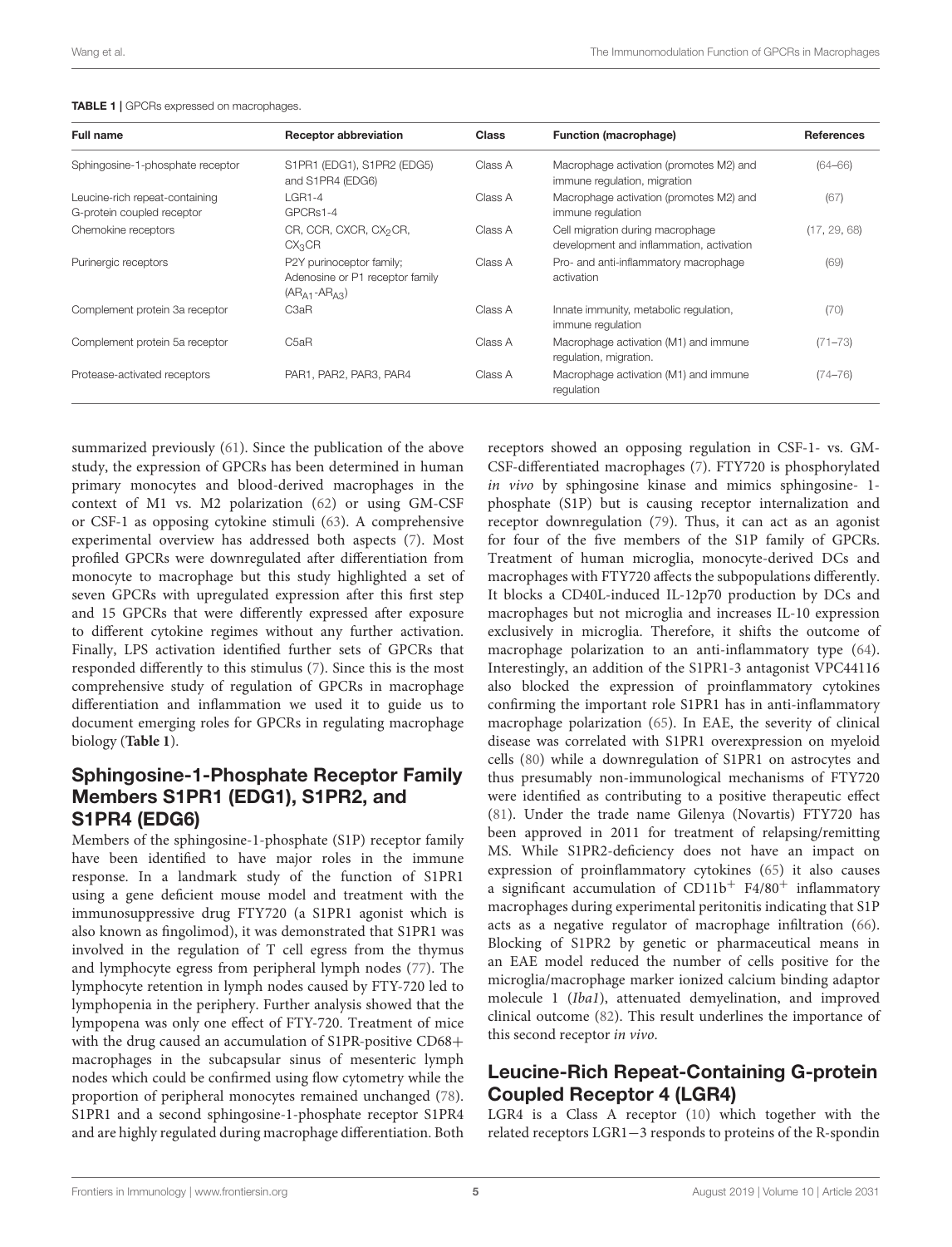**TABLE 1 |** GPCRs expressed on macrophages.

| Full name | Receptor abbreviation | Class | Function (macrophage) | References |
|---|---|---|---|---|
| Sphingosine-1-phosphate receptor | S1PR1 (EDG1), S1PR2 (EDG5) and S1PR4 (EDG6) | Class A | Macrophage activation (promotes M2) and immune regulation, migration | (64–66) |
| Leucine-rich repeat-containing G-protein coupled receptor | LGR1-4 GPCRs1-4 | Class A | Macrophage activation (promotes M2) and immune regulation | (67) |
| Chemokine receptors | CR, CCR, CXCR, $CX_2CR$, $CX_3CR$ | Class A | Cell migration during macrophage development and inflammation, activation | (17, 29, 68) |
| Purinergic receptors | P2Y purinoceptor family; Adenosine or P1 receptor family ($AR_{A1}$-$AR_{A3}$) | Class A | Pro- and anti-inflammatory macrophage activation | (69) |
| Complement protein 3a receptor | C3aR | Class A | Innate immunity, metabolic regulation, immune regulation | (70) |
| Complement protein 5a receptor | C5aR | Class A | Macrophage activation (M1) and immune regulation, migration. | (71–73) |
| Protease-activated receptors | PAR1, PAR2, PAR3, PAR4 | Class A | Macrophage activation (M1) and immune regulation | (74–76) |

summarized previously (61). Since the publication of the above study, the expression of GPCRs has been determined in human primary monocytes and blood-derived macrophages in the context of M1 vs. M2 polarization (62) or using GM-CSF or CSF-1 as opposing cytokine stimuli (63). A comprehensive experimental overview has addressed both aspects (7). Most profiled GPCRs were downregulated after differentiation from monocyte to macrophage but this study highlighted a set of seven GPCRs with upregulated expression after this first step and 15 GPCRs that were differently expressed after exposure to different cytokine regimes without any further activation. Finally, LPS activation identified further sets of GPCRs that responded differently to this stimulus (7). Since this is the most comprehensive study of regulation of GPCRs in macrophage differentiation and inflammation we used it to guide us to document emerging roles for GPCRs in regulating macrophage biology (**Table 1**).

## Sphingosine-1-Phosphate Receptor Family Members S1PR1 (EDG1), S1PR2, and S1PR4 (EDG6)

Members of the sphingosine-1-phosphate (S1P) receptor family have been identified to have major roles in the immune response. In a landmark study of the function of S1PR1 using a gene deficient mouse model and treatment with the immunosuppressive drug FTY720 (a S1PR1 agonist which is also known as fingolimod), it was demonstrated that S1PR1 was involved in the regulation of T cell egress from the thymus and lymphocyte egress from peripheral lymph nodes (77). The lymphocyte retention in lymph nodes caused by FTY-720 led to lymphopenia in the periphery. Further analysis showed that the lympopena was only one effect of FTY-720. Treatment of mice with the drug caused an accumulation of S1PR-positive CD68+ macrophages in the subcapsular sinus of mesenteric lymph nodes which could be confirmed using flow cytometry while the proportion of peripheral monocytes remained unchanged (78). S1PR1 and a second sphingosine-1-phosphate receptor S1PR4 and are highly regulated during macrophage differentiation. Both receptors showed an opposing regulation in CSF-1- vs. GM-CSF-differentiated macrophages (7). FTY720 is phosphorylated *in vivo* by sphingosine kinase and mimics sphingosine- 1-phosphate (S1P) but is causing receptor internalization and receptor downregulation (79). Thus, it can act as an agonist for four of the five members of the S1P family of GPCRs. Treatment of human microglia, monocyte-derived DCs and macrophages with FTY720 affects the subpopulations differently. It blocks a CD40L-induced IL-12p70 production by DCs and macrophages but not microglia and increases IL-10 expression exclusively in microglia. Therefore, it shifts the outcome of macrophage polarization to an anti-inflammatory type (64). Interestingly, an addition of the S1PR1-3 antagonist VPC44116 also blocked the expression of proinflammatory cytokines confirming the important role S1PR1 has in anti-inflammatory macrophage polarization (65). In EAE, the severity of clinical disease was correlated with S1PR1 overexpression on myeloid cells (80) while a downregulation of S1PR1 on astrocytes and thus presumably non-immunological mechanisms of FTY720 were identified as contributing to a positive therapeutic effect (81). Under the trade name Gilenya (Novartis) FTY720 has been approved in 2011 for treatment of relapsing/remitting MS. While S1PR2-deficiency does not have an impact on expression of proinflammatory cytokines (65) it also causes a significant accumulation of $CD11b^{+}$ $F4/80^{+}$ inflammatory macrophages during experimental peritonitis indicating that S1P acts as a negative regulator of macrophage infiltration (66). Blocking of S1PR2 by genetic or pharmaceutical means in an EAE model reduced the number of cells positive for the microglia/macrophage marker ionized calcium binding adaptor molecule 1 (*Iba1*), attenuated demyelination, and improved clinical outcome (82). This result underlines the importance of this second receptor *in vivo*.

## Leucine-Rich Repeat-Containing G-protein Coupled Receptor 4 (LGR4)

LGR4 is a Class A receptor (10) which together with the related receptors LGR1−3 responds to proteins of the R-spondin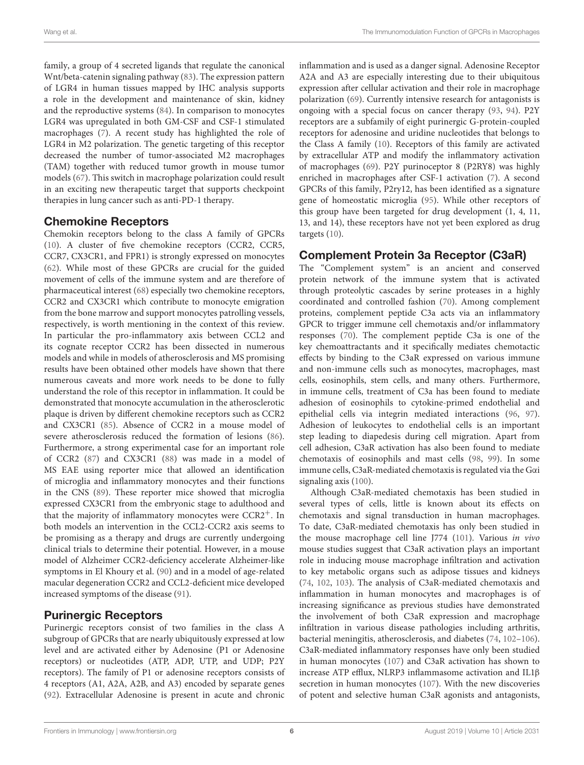family, a group of 4 secreted ligands that regulate the canonical Wnt/beta-catenin signaling pathway (83). The expression pattern of LGR4 in human tissues mapped by IHC analysis supports a role in the development and maintenance of skin, kidney and the reproductive systems (84). In comparison to monocytes LGR4 was upregulated in both GM-CSF and CSF-1 stimulated macrophages (7). A recent study has highlighted the role of LGR4 in M2 polarization. The genetic targeting of this receptor decreased the number of tumor-associated M2 macrophages (TAM) together with reduced tumor growth in mouse tumor models (67). This switch in macrophage polarization could result in an exciting new therapeutic target that supports checkpoint therapies in lung cancer such as anti-PD-1 therapy.

## Chemokine Receptors

Chemokin receptors belong to the class A family of GPCRs (10). A cluster of five chemokine receptors (CCR2, CCR5, CCR7, CX3CR1, and FPR1) is strongly expressed on monocytes (62). While most of these GPCRs are crucial for the guided movement of cells of the immune system and are therefore of pharmaceutical interest (68) especially two chemokine receptors, CCR2 and CX3CR1 which contribute to monocyte emigration from the bone marrow and support monocytes patrolling vessels, respectively, is worth mentioning in the context of this review. In particular the pro-inflammatory axis between CCL2 and its cognate receptor CCR2 has been dissected in numerous models and while in models of atherosclerosis and MS promising results have been obtained other models have shown that there numerous caveats and more work needs to be done to fully understand the role of this receptor in inflammation. It could be demonstrated that monocyte accumulation in the atherosclerotic plaque is driven by different chemokine receptors such as CCR2 and CX3CR1 (85). Absence of CCR2 in a mouse model of severe atherosclerosis reduced the formation of lesions (86). Furthermore, a strong experimental case for an important role of CCR2 (87) and CX3CR1 (88) was made in a model of MS EAE using reporter mice that allowed an identification of microglia and inflammatory monocytes and their functions in the CNS (89). These reporter mice showed that microglia expressed CX3CR1 from the embryonic stage to adulthood and that the majority of inflammatory monocytes were CCR2$^{+}$. In both models an intervention in the CCL2-CCR2 axis seems to be promising as a therapy and drugs are currently undergoing clinical trials to determine their potential. However, in a mouse model of Alzheimer CCR2-deficiency accelerate Alzheimer-like symptoms in El Khoury et al. (90) and in a model of age-related macular degeneration CCR2 and CCL2-deficient mice developed increased symptoms of the disease (91).

## Purinergic Receptors

Purinergic receptors consist of two families in the class A subgroup of GPCRs that are nearly ubiquitously expressed at low level and are activated either by Adenosine (P1 or Adenosine receptors) or nucleotides (ATP, ADP, UTP, and UDP; P2Y receptors). The family of P1 or adenosine receptors consists of 4 receptors (A1, A2A, A2B, and A3) encoded by separate genes (92). Extracellular Adenosine is present in acute and chronic inflammation and is used as a danger signal. Adenosine Receptor A2A and A3 are especially interesting due to their ubiquitous expression after cellular activation and their role in macrophage polarization (69). Currently intensive research for antagonists is ongoing with a special focus on cancer therapy (93, 94). P2Y receptors are a subfamily of eight purinergic G-protein-coupled receptors for adenosine and uridine nucleotides that belongs to the Class A family (10). Receptors of this family are activated by extracellular ATP and modify the inflammatory activation of macrophages (69). P2Y purinoceptor 8 (P2RY8) was highly enriched in macrophages after CSF-1 activation (7). A second GPCRs of this family, P2ry12, has been identified as a signature gene of homeostatic microglia (95). While other receptors of this group have been targeted for drug development (1, 4, 11, 13, and 14), these receptors have not yet been explored as drug targets (10).

## Complement Protein 3a Receptor (C3aR)

The "Complement system" is an ancient and conserved protein network of the immune system that is activated through proteolytic cascades by serine proteases in a highly coordinated and controlled fashion (70). Among complement proteins, complement peptide C3a acts via an inflammatory GPCR to trigger immune cell chemotaxis and/or inflammatory responses (70). The complement peptide C3a is one of the key chemoattractants and it specifically mediates chemotactic effects by binding to the C3aR expressed on various immune and non-immune cells such as monocytes, macrophages, mast cells, eosinophils, stem cells, and many others. Furthermore, in immune cells, treatment of C3a has been found to mediate adhesion of eosinophils to cytokine-primed endothelial and epithelial cells via integrin mediated interactions (96, 97). Adhesion of leukocytes to endothelial cells is an important step leading to diapedesis during cell migration. Apart from cell adhesion, C3aR activation has also been found to mediate chemotaxis of eosinophils and mast cells (98, 99). In some immune cells, C3aR-mediated chemotaxis is regulated via the Gαi signaling axis (100).

Although C3aR-mediated chemotaxis has been studied in several types of cells, little is known about its effects on chemotaxis and signal transduction in human macrophages. To date, C3aR-mediated chemotaxis has only been studied in the mouse macrophage cell line J774 (101). Various *in vivo* mouse studies suggest that C3aR activation plays an important role in inducing mouse macrophage infiltration and activation to key metabolic organs such as adipose tissues and kidneys (74, 102, 103). The analysis of C3aR-mediated chemotaxis and inflammation in human monocytes and macrophages is of increasing significance as previous studies have demonstrated the involvement of both C3aR expression and macrophage infiltration in various disease pathologies including arthritis, bacterial meningitis, atherosclerosis, and diabetes (74, 102–106). C3aR-mediated inflammatory responses have only been studied in human monocytes (107) and C3aR activation has shown to increase ATP efflux, NLRP3 inflammasome activation and IL1β secretion in human monocytes (107). With the new discoveries of potent and selective human C3aR agonists and antagonists,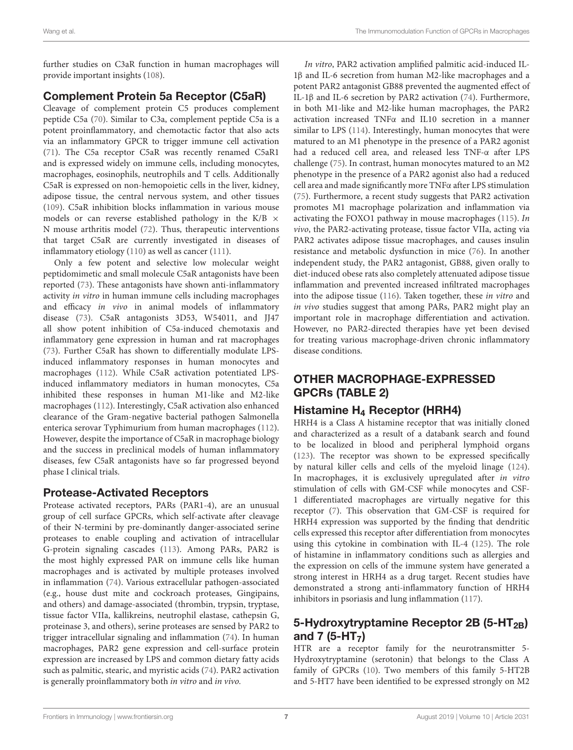further studies on C3aR function in human macrophages will provide important insights (108).

## Complement Protein 5a Receptor (C5aR)

Cleavage of complement protein C5 produces complement peptide C5a (70). Similar to C3a, complement peptide C5a is a potent proinflammatory, and chemotactic factor that also acts via an inflammatory GPCR to trigger immune cell activation (71). The C5a receptor C5aR was recently renamed C5aR1 and is expressed widely on immune cells, including monocytes, macrophages, eosinophils, neutrophils and T cells. Additionally C5aR is expressed on non-hemopoietic cells in the liver, kidney, adipose tissue, the central nervous system, and other tissues (109). C5aR inhibition blocks inflammation in various mouse models or can reverse established pathology in the K/B × N mouse arthritis model (72). Thus, therapeutic interventions that target C5aR are currently investigated in diseases of inflammatory etiology (110) as well as cancer (111).

Only a few potent and selective low molecular weight peptidomimetic and small molecule C5aR antagonists have been reported (73). These antagonists have shown anti-inflammatory activity *in vitro* in human immune cells including macrophages and efficacy *in vivo* in animal models of inflammatory disease (73). C5aR antagonists 3D53, W54011, and JJ47 all show potent inhibition of C5a-induced chemotaxis and inflammatory gene expression in human and rat macrophages (73). Further C5aR has shown to differentially modulate LPS-induced inflammatory responses in human monocytes and macrophages (112). While C5aR activation potentiated LPS-induced inflammatory mediators in human monocytes, C5a inhibited these responses in human M1-like and M2-like macrophages (112). Interestingly, C5aR activation also enhanced clearance of the Gram-negative bacterial pathogen Salmonella enterica serovar Typhimurium from human macrophages (112). However, despite the importance of C5aR in macrophage biology and the success in preclinical models of human inflammatory diseases, few C5aR antagonists have so far progressed beyond phase I clinical trials.

## Protease-Activated Receptors

Protease activated receptors, PARs (PAR1-4), are an unusual group of cell surface GPCRs, which self-activate after cleavage of their N-termini by pre-dominantly danger-associated serine proteases to enable coupling and activation of intracellular G-protein signaling cascades (113). Among PARs, PAR2 is the most highly expressed PAR on immune cells like human macrophages and is activated by multiple proteases involved in inflammation (74). Various extracellular pathogen-associated (e.g., house dust mite and cockroach proteases, Gingipains, and others) and damage-associated (thrombin, trypsin, tryptase, tissue factor VIIa, kallikreins, neutrophil elastase, cathepsin G, proteinase 3, and others), serine proteases are sensed by PAR2 to trigger intracellular signaling and inflammation (74). In human macrophages, PAR2 gene expression and cell-surface protein expression are increased by LPS and common dietary fatty acids such as palmitic, stearic, and myristic acids (74). PAR2 activation is generally proinflammatory both *in vitro* and *in vivo.*

*In vitro*, PAR2 activation amplified palmitic acid-induced IL-1β and IL-6 secretion from human M2-like macrophages and a potent PAR2 antagonist GB88 prevented the augmented effect of IL-1β and IL-6 secretion by PAR2 activation (74). Furthermore, in both M1-like and M2-like human macrophages, the PAR2 activation increased TNFα and IL10 secretion in a manner similar to LPS (114). Interestingly, human monocytes that were matured to an M1 phenotype in the presence of a PAR2 agonist had a reduced cell area, and released less TNF-α after LPS challenge (75). In contrast, human monocytes matured to an M2 phenotype in the presence of a PAR2 agonist also had a reduced cell area and made significantly more TNFα after LPS stimulation (75). Furthermore, a recent study suggests that PAR2 activation promotes M1 macrophage polarization and inflammation via activating the FOXO1 pathway in mouse macrophages (115). *In vivo*, the PAR2-activating protease, tissue factor VIIa, acting via PAR2 activates adipose tissue macrophages, and causes insulin resistance and metabolic dysfunction in mice (76). In another independent study, the PAR2 antagonist, GB88, given orally to diet-induced obese rats also completely attenuated adipose tissue inflammation and prevented increased infiltrated macrophages into the adipose tissue (116). Taken together, these *in vitro* and *in vivo* studies suggest that among PARs, PAR2 might play an important role in macrophage differentiation and activation. However, no PAR2-directed therapies have yet been devised for treating various macrophage-driven chronic inflammatory disease conditions.

# OTHER MACROPHAGE-EXPRESSED GPCRs (TABLE 2)

## Histamine $H_4$ Receptor (HRH4)

HRH4 is a Class A histamine receptor that was initially cloned and characterized as a result of a databank search and found to be localized in blood and peripheral lymphoid organs (123). The receptor was shown to be expressed specifically by natural killer cells and cells of the myeloid linage (124). In macrophages, it is exclusively upregulated after *in vitro* stimulation of cells with GM-CSF while monocytes and CSF-1 differentiated macrophages are virtually negative for this receptor (7). This observation that GM-CSF is required for HRH4 expression was supported by the finding that dendritic cells expressed this receptor after differentiation from monocytes using this cytokine in combination with IL-4 (125). The role of histamine in inflammatory conditions such as allergies and the expression on cells of the immune system have generated a strong interest in HRH4 as a drug target. Recent studies have demonstrated a strong anti-inflammatory function of HRH4 inhibitors in psoriasis and lung inflammation (117).

## 5-Hydroxytryptamine Receptor 2B (5-$HT_{2B}$) and 7 (5-$HT_7$)

HTR are a receptor family for the neurotransmitter 5-Hydroxytryptamine (serotonin) that belongs to the Class A family of GPCRs (10). Two members of this family 5-HT2B and 5-HT7 have been identified to be expressed strongly on M2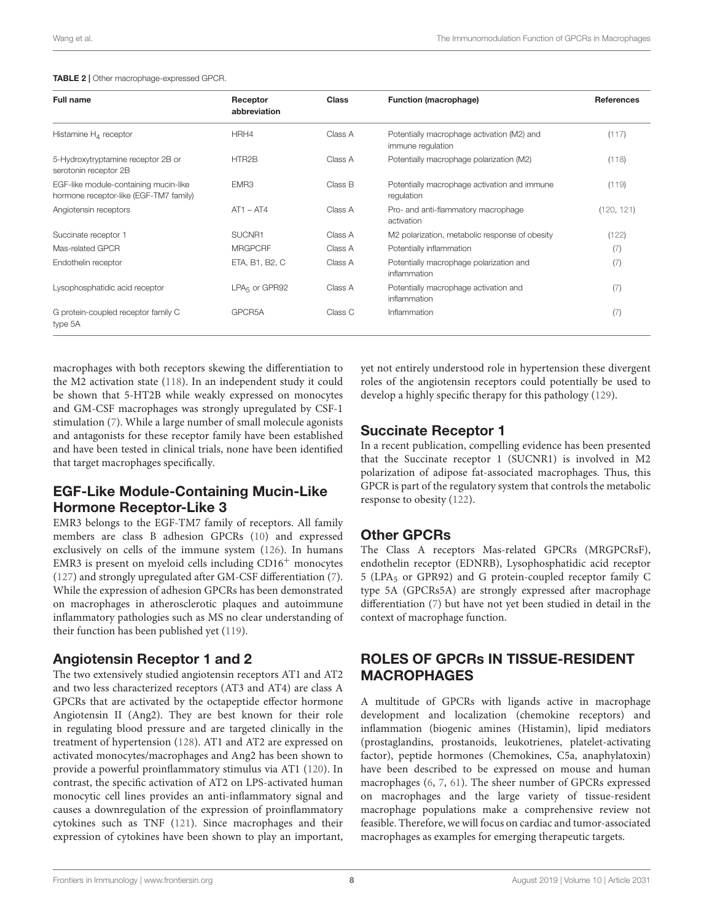**TABLE 2 |** Other macrophage-expressed GPCR.

| Full name | Receptor abbreviation | Class | Function (macrophage) | References |
|---|---|---|---|---|
| Histamine $H_4$ receptor | HRH4 | Class A | Potentially macrophage activation (M2) and immune regulation | (117) |
| 5-Hydroxytryptamine receptor 2B or serotonin receptor 2B | HTR2B | Class A | Potentially macrophage polarization (M2) | (118) |
| EGF-like module-containing mucin-like hormone receptor-like (EGF-TM7 family) | EMR3 | Class B | Potentially macrophage activation and immune regulation | (119) |
| Angiotensin receptors | AT1 – AT4 | Class A | Pro- and anti-flammatory macrophage activation | (120, 121) |
| Succinate receptor 1 | SUCNR1 | Class A | M2 polarization, metabolic response of obesity | (122) |
| Mas-related GPCR | MRGPCRF | Class A | Potentially inflammation | (7) |
| Endothelin receptor | ETA, B1, B2, C | Class A | Potentially macrophage polarization and inflammation | (7) |
| Lysophosphatidic acid receptor | $LPA_5$ or GPR92 | Class A | Potentially macrophage activation and inflammation | (7) |
| G protein-coupled receptor family C type 5A | GPCR5A | Class C | Inflammation | (7) |

macrophages with both receptors skewing the differentiation to the M2 activation state (118). In an independent study it could be shown that 5-HT2B while weakly expressed on monocytes and GM-CSF macrophages was strongly upregulated by CSF-1 stimulation (7). While a large number of small molecule agonists and antagonists for these receptor family have been established and have been tested in clinical trials, none have been identified that target macrophages specifically.

## EGF-Like Module-Containing Mucin-Like Hormone Receptor-Like 3

EMR3 belongs to the EGF-TM7 family of receptors. All family members are class B adhesion GPCRs (10) and expressed exclusively on cells of the immune system (126). In humans EMR3 is present on myeloid cells including $CD16^+$ monocytes (127) and strongly upregulated after GM-CSF differentiation (7). While the expression of adhesion GPCRs has been demonstrated on macrophages in atherosclerotic plaques and autoimmune inflammatory pathologies such as MS no clear understanding of their function has been published yet (119).

## Angiotensin Receptor 1 and 2

The two extensively studied angiotensin receptors AT1 and AT2 and two less characterized receptors (AT3 and AT4) are class A GPCRs that are activated by the octapeptide effector hormone Angiotensin II (Ang2). They are best known for their role in regulating blood pressure and are targeted clinically in the treatment of hypertension (128). AT1 and AT2 are expressed on activated monocytes/macrophages and Ang2 has been shown to provide a powerful proinflammatory stimulus via AT1 (120). In contrast, the specific activation of AT2 on LPS-activated human monocytic cell lines provides an anti-inflammatory signal and causes a downregulation of the expression of proinflammatory cytokines such as TNF (121). Since macrophages and their expression of cytokines have been shown to play an important, yet not entirely understood role in hypertension these divergent roles of the angiotensin receptors could potentially be used to develop a highly specific therapy for this pathology (129).

## Succinate Receptor 1

In a recent publication, compelling evidence has been presented that the Succinate receptor 1 (SUCNR1) is involved in M2 polarization of adipose fat-associated macrophages. Thus, this GPCR is part of the regulatory system that controls the metabolic response to obesity (122).

## Other GPCRs

The Class A receptors Mas-related GPCRs (MRGPCRsF), endothelin receptor (EDNRB), Lysophosphatidic acid receptor 5 ($LPA_5$ or GPR92) and G protein-coupled receptor family C type 5A (GPCRs5A) are strongly expressed after macrophage differentiation (7) but have not yet been studied in detail in the context of macrophage function.

# ROLES OF GPCRs IN TISSUE-RESIDENT MACROPHAGES

A multitude of GPCRs with ligands active in macrophage development and localization (chemokine receptors) and inflammation (biogenic amines (Histamin), lipid mediators (prostaglandins, prostanoids, leukotrienes, platelet-activating factor), peptide hormones (Chemokines, C5a, anaphylatoxin) have been described to be expressed on mouse and human macrophages (6, 7, 61). The sheer number of GPCRs expressed on macrophages and the large variety of tissue-resident macrophage populations make a comprehensive review not feasible. Therefore, we will focus on cardiac and tumor-associated macrophages as examples for emerging therapeutic targets.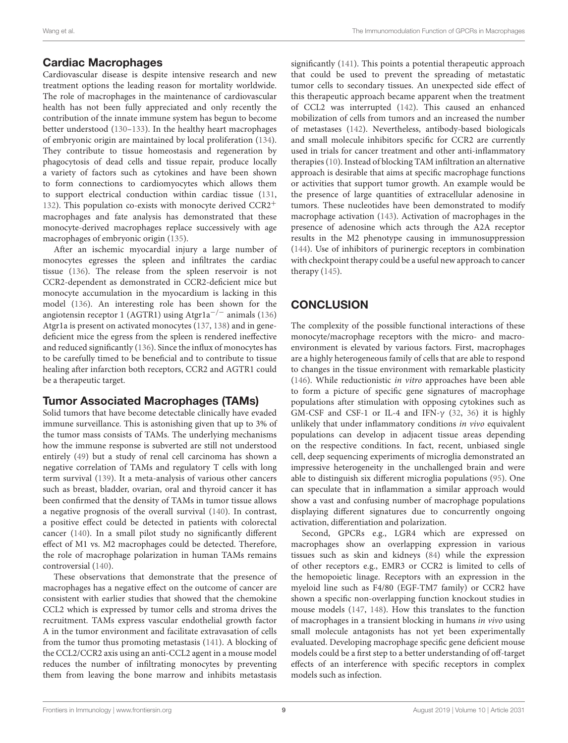## Cardiac Macrophages

Cardiovascular disease is despite intensive research and new treatment options the leading reason for mortality worldwide. The role of macrophages in the maintenance of cardiovascular health has not been fully appreciated and only recently the contribution of the innate immune system has begun to become better understood (130–133). In the healthy heart macrophages of embryonic origin are maintained by local proliferation (134). They contribute to tissue homeostasis and regeneration by phagocytosis of dead cells and tissue repair, produce locally a variety of factors such as cytokines and have been shown to form connections to cardiomyocytes which allows them to support electrical conduction within cardiac tissue (131, 132). This population co-exists with monocyte derived CCR2$^{+}$ macrophages and fate analysis has demonstrated that these monocyte-derived macrophages replace successively with age macrophages of embryonic origin (135).

After an ischemic myocardial injury a large number of monocytes egresses the spleen and infiltrates the cardiac tissue (136). The release from the spleen reservoir is not CCR2-dependent as demonstrated in CCR2-deficient mice but monocyte accumulation in the myocardium is lacking in this model (136). An interesting role has been shown for the angiotensin receptor 1 (AGTR1) using Atgr1a$^{-/-}$ animals (136) Atgr1a is present on activated monocytes (137, 138) and in gene-deficient mice the egress from the spleen is rendered ineffective and reduced significantly (136). Since the influx of monocytes has to be carefully timed to be beneficial and to contribute to tissue healing after infarction both receptors, CCR2 and AGTR1 could be a therapeutic target.

## Tumor Associated Macrophages (TAMs)

Solid tumors that have become detectable clinically have evaded immune surveillance. This is astonishing given that up to 3% of the tumor mass consists of TAMs. The underlying mechanisms how the immune response is subverted are still not understood entirely (49) but a study of renal cell carcinoma has shown a negative correlation of TAMs and regulatory T cells with long term survival (139). It a meta-analysis of various other cancers such as breast, bladder, ovarian, oral and thyroid cancer it has been confirmed that the density of TAMs in tumor tissue allows a negative prognosis of the overall survival (140). In contrast, a positive effect could be detected in patients with colorectal cancer (140). In a small pilot study no significantly different effect of M1 vs. M2 macrophages could be detected. Therefore, the role of macrophage polarization in human TAMs remains controversial (140).

These observations that demonstrate that the presence of macrophages has a negative effect on the outcome of cancer are consistent with earlier studies that showed that the chemokine CCL2 which is expressed by tumor cells and stroma drives the recruitment. TAMs express vascular endothelial growth factor A in the tumor environment and facilitate extravasation of cells from the tumor thus promoting metastasis (141). A blocking of the CCL2/CCR2 axis using an anti-CCL2 agent in a mouse model reduces the number of infiltrating monocytes by preventing them from leaving the bone marrow and inhibits metastasis significantly (141). This points a potential therapeutic approach that could be used to prevent the spreading of metastatic tumor cells to secondary tissues. An unexpected side effect of this therapeutic approach became apparent when the treatment of CCL2 was interrupted (142). This caused an enhanced mobilization of cells from tumors and an increased the number of metastases (142). Nevertheless, antibody-based biologicals and small molecule inhibitors specific for CCR2 are currently used in trials for cancer treatment and other anti-inflammatory therapies (10). Instead of blocking TAM infiltration an alternative approach is desirable that aims at specific macrophage functions or activities that support tumor growth. An example would be the presence of large quantities of extracellular adenosine in tumors. These nucleotides have been demonstrated to modify macrophage activation (143). Activation of macrophages in the presence of adenosine which acts through the A2A receptor results in the M2 phenotype causing in immunosuppression (144). Use of inhibitors of purinergic receptors in combination with checkpoint therapy could be a useful new approach to cancer therapy (145).

# CONCLUSION

The complexity of the possible functional interactions of these monocyte/macrophage receptors with the micro- and macro-environment is elevated by various factors. First, macrophages are a highly heterogeneous family of cells that are able to respond to changes in the tissue environment with remarkable plasticity (146). While reductionistic *in vitro* approaches have been able to form a picture of specific gene signatures of macrophage populations after stimulation with opposing cytokines such as GM-CSF and CSF-1 or IL-4 and IFN-$\gamma$ (32, 36) it is highly unlikely that under inflammatory conditions *in vivo* equivalent populations can develop in adjacent tissue areas depending on the respective conditions. In fact, recent, unbiased single cell, deep sequencing experiments of microglia demonstrated an impressive heterogeneity in the unchallenged brain and were able to distinguish six different microglia populations (95). One can speculate that in inflammation a similar approach would show a vast and confusing number of macrophage populations displaying different signatures due to concurrently ongoing activation, differentiation and polarization.

Second, GPCRs e.g., LGR4 which are expressed on macrophages show an overlapping expression in various tissues such as skin and kidneys (84) while the expression of other receptors e.g., EMR3 or CCR2 is limited to cells of the hemopoietic linage. Receptors with an expression in the myeloid line such as F4/80 (EGF-TM7 family) or CCR2 have shown a specific non-overlapping function knockout studies in mouse models (147, 148). How this translates to the function of macrophages in a transient blocking in humans *in vivo* using small molecule antagonists has not yet been experimentally evaluated. Developing macrophage specific gene deficient mouse models could be a first step to a better understanding of off-target effects of an interference with specific receptors in complex models such as infection.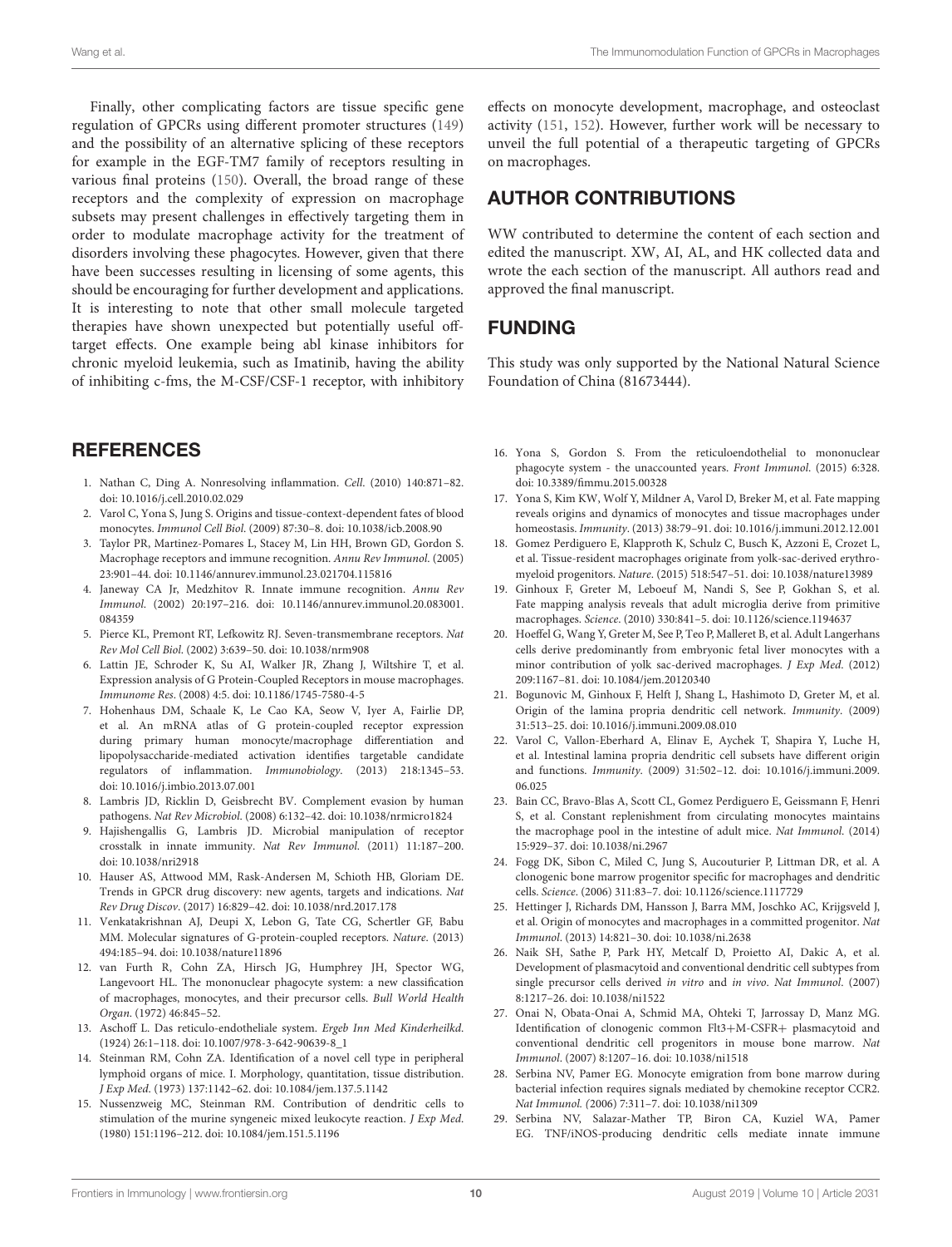Finally, other complicating factors are tissue specific gene regulation of GPCRs using different promoter structures (149) and the possibility of an alternative splicing of these receptors for example in the EGF-TM7 family of receptors resulting in various final proteins (150). Overall, the broad range of these receptors and the complexity of expression on macrophage subsets may present challenges in effectively targeting them in order to modulate macrophage activity for the treatment of disorders involving these phagocytes. However, given that there have been successes resulting in licensing of some agents, this should be encouraging for further development and applications. It is interesting to note that other small molecule targeted therapies have shown unexpected but potentially useful off-target effects. One example being abl kinase inhibitors for chronic myeloid leukemia, such as Imatinib, having the ability of inhibiting c-fms, the M-CSF/CSF-1 receptor, with inhibitory effects on monocyte development, macrophage, and osteoclast activity (151, 152). However, further work will be necessary to unveil the full potential of a therapeutic targeting of GPCRs on macrophages.

## AUTHOR CONTRIBUTIONS

WW contributed to determine the content of each section and edited the manuscript. XW, AI, AL, and HK collected data and wrote the each section of the manuscript. All authors read and approved the final manuscript.

## FUNDING

This study was only supported by the National Natural Science Foundation of China (81673444).

## REFERENCES

1. Nathan C, Ding A. Nonresolving inflammation. *Cell*. (2010) 140:871–82. doi: 10.1016/j.cell.2010.02.029
2. Varol C, Yona S, Jung S. Origins and tissue-context-dependent fates of blood monocytes. *Immunol Cell Biol*. (2009) 87:30–8. doi: 10.1038/icb.2008.90
3. Taylor PR, Martinez-Pomares L, Stacey M, Lin HH, Brown GD, Gordon S. Macrophage receptors and immune recognition. *Annu Rev Immunol*. (2005) 23:901–44. doi: 10.1146/annurev.immunol.23.021704.115816
4. Janeway CA Jr, Medzhitov R. Innate immune recognition. *Annu Rev Immunol*. (2002) 20:197–216. doi: 10.1146/annurev.immunol.20.083001.084359
5. Pierce KL, Premont RT, Lefkowitz RJ. Seven-transmembrane receptors. *Nat Rev Mol Cell Biol*. (2002) 3:639–50. doi: 10.1038/nrm908
6. Lattin JE, Schroder K, Su AI, Walker JR, Zhang J, Wiltshire T, et al. Expression analysis of G Protein-Coupled Receptors in mouse macrophages. *Immunome Res*. (2008) 4:5. doi: 10.1186/1745-7580-4-5
7. Hohenhaus DM, Schaale K, Le Cao KA, Seow V, Iyer A, Fairlie DP, et al. An mRNA atlas of G protein-coupled receptor expression during primary human monocyte/macrophage differentiation and lipopolysaccharide-mediated activation identifies targetable candidate regulators of inflammation. *Immunobiology*. (2013) 218:1345–53. doi: 10.1016/j.imbio.2013.07.001
8. Lambris JD, Ricklin D, Geisbrecht BV. Complement evasion by human pathogens. *Nat Rev Microbiol*. (2008) 6:132–42. doi: 10.1038/nrmicro1824
9. Hajishengallis G, Lambris JD. Microbial manipulation of receptor crosstalk in innate immunity. *Nat Rev Immunol*. (2011) 11:187–200. doi: 10.1038/nri2918
10. Hauser AS, Attwood MM, Rask-Andersen M, Schioth HB, Gloriam DE. Trends in GPCR drug discovery: new agents, targets and indications. *Nat Rev Drug Discov*. (2017) 16:829–42. doi: 10.1038/nrd.2017.178
11. Venkatakrishnan AJ, Deupi X, Lebon G, Tate CG, Schertler GF, Babu MM. Molecular signatures of G-protein-coupled receptors. *Nature*. (2013) 494:185–94. doi: 10.1038/nature11896
12. van Furth R, Cohn ZA, Hirsch JG, Humphrey JH, Spector WG, Langevoort HL. The mononuclear phagocyte system: a new classification of macrophages, monocytes, and their precursor cells. *Bull World Health Organ*. (1972) 46:845–52.
13. Aschoff L. Das reticulo-endotheliale system. *Ergeb Inn Med Kinderheilkd*. (1924) 26:1–118. doi: 10.1007/978-3-642-90639-8_1
14. Steinman RM, Cohn ZA. Identification of a novel cell type in peripheral lymphoid organs of mice. I. Morphology, quantitation, tissue distribution. *J Exp Med*. (1973) 137:1142–62. doi: 10.1084/jem.137.5.1142
15. Nussenzweig MC, Steinman RM. Contribution of dendritic cells to stimulation of the murine syngeneic mixed leukocyte reaction. *J Exp Med*. (1980) 151:1196–212. doi: 10.1084/jem.151.5.1196
16. Yona S, Gordon S. From the reticuloendothelial to mononuclear phagocyte system - the unaccounted years. *Front Immunol*. (2015) 6:328. doi: 10.3389/fimmu.2015.00328
17. Yona S, Kim KW, Wolf Y, Mildner A, Varol D, Breker M, et al. Fate mapping reveals origins and dynamics of monocytes and tissue macrophages under homeostasis. *Immunity*. (2013) 38:79–91. doi: 10.1016/j.immuni.2012.12.001
18. Gomez Perdiguero E, Klapproth K, Schulz C, Busch K, Azzoni E, Crozet L, et al. Tissue-resident macrophages originate from yolk-sac-derived erythro-myeloid progenitors. *Nature*. (2015) 518:547–51. doi: 10.1038/nature13989
19. Ginhoux F, Greter M, Leboeuf M, Nandi S, See P, Gokhan S, et al. Fate mapping analysis reveals that adult microglia derive from primitive macrophages. *Science*. (2010) 330:841–5. doi: 10.1126/science.1194637
20. Hoeffel G, Wang Y, Greter M, See P, Teo P, Malleret B, et al. Adult Langerhans cells derive predominantly from embryonic fetal liver monocytes with a minor contribution of yolk sac-derived macrophages. *J Exp Med*. (2012) 209:1167–81. doi: 10.1084/jem.20120340
21. Bogunovic M, Ginhoux F, Helft J, Shang L, Hashimoto D, Greter M, et al. Origin of the lamina propria dendritic cell network. *Immunity*. (2009) 31:513–25. doi: 10.1016/j.immuni.2009.08.010
22. Varol C, Vallon-Eberhard A, Elinav E, Aychek T, Shapira Y, Luche H, et al. Intestinal lamina propria dendritic cell subsets have different origin and functions. *Immunity*. (2009) 31:502–12. doi: 10.1016/j.immuni.2009.06.025
23. Bain CC, Bravo-Blas A, Scott CL, Gomez Perdiguero E, Geissmann F, Henri S, et al. Constant replenishment from circulating monocytes maintains the macrophage pool in the intestine of adult mice. *Nat Immunol*. (2014) 15:929–37. doi: 10.1038/ni.2967
24. Fogg DK, Sibon C, Miled C, Jung S, Aucouturier P, Littman DR, et al. A clonogenic bone marrow progenitor specific for macrophages and dendritic cells. *Science*. (2006) 311:83–7. doi: 10.1126/science.1117729
25. Hettinger J, Richards DM, Hansson J, Barra MM, Joschko AC, Krijgsveld J, et al. Origin of monocytes and macrophages in a committed progenitor. *Nat Immunol*. (2013) 14:821–30. doi: 10.1038/ni.2638
26. Naik SH, Sathe P, Park HY, Metcalf D, Proietto AI, Dakic A, et al. Development of plasmacytoid and conventional dendritic cell subtypes from single precursor cells derived *in vitro* and *in vivo*. *Nat Immunol*. (2007) 8:1217–26. doi: 10.1038/ni1522
27. Onai N, Obata-Onai A, Schmid MA, Ohteki T, Jarrossay D, Manz MG. Identification of clonogenic common Flt3+M-CSFR+ plasmacytoid and conventional dendritic cell progenitors in mouse bone marrow. *Nat Immunol*. (2007) 8:1207–16. doi: 10.1038/ni1518
28. Serbina NV, Pamer EG. Monocyte emigration from bone marrow during bacterial infection requires signals mediated by chemokine receptor CCR2. *Nat Immunol*. (2006) 7:311–7. doi: 10.1038/ni1309
29. Serbina NV, Salazar-Mather TP, Biron CA, Kuziel WA, Pamer EG. TNF/iNOS-producing dendritic cells mediate innate immune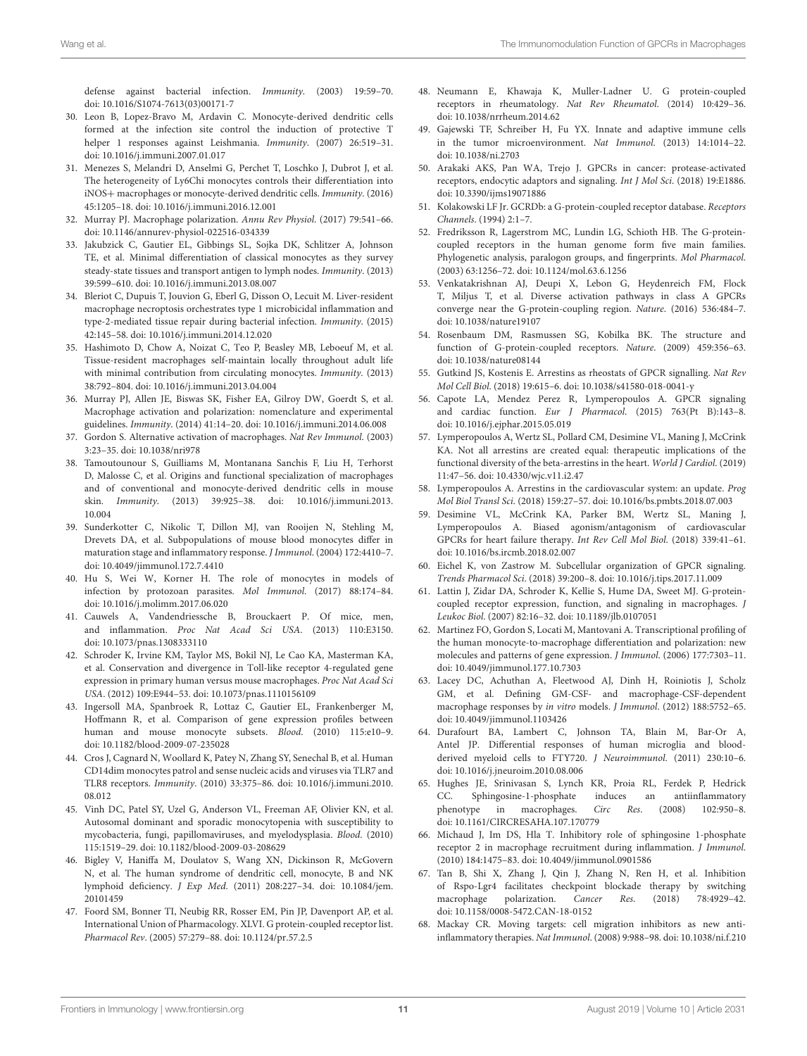defense against bacterial infection. *Immunity*. (2003) 19:59–70. doi: 10.1016/S1074-7613(03)00171-7

30. Leon B, Lopez-Bravo M, Ardavin C. Monocyte-derived dendritic cells formed at the infection site control the induction of protective T helper 1 responses against Leishmania. *Immunity*. (2007) 26:519–31. doi: 10.1016/j.immuni.2007.01.017
31. Menezes S, Melandri D, Anselmi G, Perchet T, Loschko J, Dubrot J, et al. The heterogeneity of Ly6Chi monocytes controls their differentiation into iNOS+ macrophages or monocyte-derived dendritic cells. *Immunity*. (2016) 45:1205–18. doi: 10.1016/j.immuni.2016.12.001
32. Murray PJ. Macrophage polarization. *Annu Rev Physiol*. (2017) 79:541–66. doi: 10.1146/annurev-physiol-022516-034339
33. Jakubzick C, Gautier EL, Gibbings SL, Sojka DK, Schlitzer A, Johnson TE, et al. Minimal differentiation of classical monocytes as they survey steady-state tissues and transport antigen to lymph nodes. *Immunity*. (2013) 39:599–610. doi: 10.1016/j.immuni.2013.08.007
34. Bleriot C, Dupuis T, Jouvion G, Eberl G, Disson O, Lecuit M. Liver-resident macrophage necroptosis orchestrates type 1 microbicidal inflammation and type-2-mediated tissue repair during bacterial infection. *Immunity*. (2015) 42:145–58. doi: 10.1016/j.immuni.2014.12.020
35. Hashimoto D, Chow A, Noizat C, Teo P, Beasley MB, Leboeuf M, et al. Tissue-resident macrophages self-maintain locally throughout adult life with minimal contribution from circulating monocytes. *Immunity*. (2013) 38:792–804. doi: 10.1016/j.immuni.2013.04.004
36. Murray PJ, Allen JE, Biswas SK, Fisher EA, Gilroy DW, Goerdt S, et al. Macrophage activation and polarization: nomenclature and experimental guidelines. *Immunity*. (2014) 41:14–20. doi: 10.1016/j.immuni.2014.06.008
37. Gordon S. Alternative activation of macrophages. *Nat Rev Immunol*. (2003) 3:23–35. doi: 10.1038/nri978
38. Tamoutounour S, Guilliams M, Montanana Sanchis F, Liu H, Terhorst D, Malosse C, et al. Origins and functional specialization of macrophages and of conventional and monocyte-derived dendritic cells in mouse skin. *Immunity*. (2013) 39:925–38. doi: 10.1016/j.immuni.2013.10.004
39. Sunderkotter C, Nikolic T, Dillon MJ, van Rooijen N, Stehling M, Drevets DA, et al. Subpopulations of mouse blood monocytes differ in maturation stage and inflammatory response. *J Immunol*. (2004) 172:4410–7. doi: 10.4049/jimmunol.172.7.4410
40. Hu S, Wei W, Korner H. The role of monocytes in models of infection by protozoan parasites. *Mol Immunol*. (2017) 88:174–84. doi: 10.1016/j.molimm.2017.06.020
41. Cauwels A, Vandendriessche B, Brouckaert P. Of mice, men, and inflammation. *Proc Nat Acad Sci USA*. (2013) 110:E3150. doi: 10.1073/pnas.1308333110
42. Schroder K, Irvine KM, Taylor MS, Bokil NJ, Le Cao KA, Masterman KA, et al. Conservation and divergence in Toll-like receptor 4-regulated gene expression in primary human versus mouse macrophages. *Proc Nat Acad Sci USA*. (2012) 109:E944–53. doi: 10.1073/pnas.1110156109
43. Ingersoll MA, Spanbroek R, Lottaz C, Gautier EL, Frankenberger M, Hoffmann R, et al. Comparison of gene expression profiles between human and mouse monocyte subsets. *Blood*. (2010) 115:e10–9. doi: 10.1182/blood-2009-07-235028
44. Cros J, Cagnard N, Woollard K, Patey N, Zhang SY, Senechal B, et al. Human CD14dim monocytes patrol and sense nucleic acids and viruses via TLR7 and TLR8 receptors. *Immunity*. (2010) 33:375–86. doi: 10.1016/j.immuni.2010.08.012
45. Vinh DC, Patel SY, Uzel G, Anderson VL, Freeman AF, Olivier KN, et al. Autosomal dominant and sporadic monocytopenia with susceptibility to mycobacteria, fungi, papillomaviruses, and myelodysplasia. *Blood*. (2010) 115:1519–29. doi: 10.1182/blood-2009-03-208629
46. Bigley V, Haniffa M, Doulatov S, Wang XN, Dickinson R, McGovern N, et al. The human syndrome of dendritic cell, monocyte, B and NK lymphoid deficiency. *J Exp Med*. (2011) 208:227–34. doi: 10.1084/jem.20101459
47. Foord SM, Bonner TI, Neubig RR, Rosser EM, Pin JP, Davenport AP, et al. International Union of Pharmacology. XLVI. G protein-coupled receptor list. *Pharmacol Rev*. (2005) 57:279–88. doi: 10.1124/pr.57.2.5
48. Neumann E, Khawaja K, Muller-Ladner U. G protein-coupled receptors in rheumatology. *Nat Rev Rheumatol*. (2014) 10:429–36. doi: 10.1038/nrrheum.2014.62
49. Gajewski TF, Schreiber H, Fu YX. Innate and adaptive immune cells in the tumor microenvironment. *Nat Immunol*. (2013) 14:1014–22. doi: 10.1038/ni.2703
50. Arakaki AKS, Pan WA, Trejo J. GPCRs in cancer: protease-activated receptors, endocytic adaptors and signaling. *Int J Mol Sci*. (2018) 19:E1886. doi: 10.3390/ijms19071886
51. Kolakowski LF Jr. GCRDb: a G-protein-coupled receptor database. *Receptors Channels*. (1994) 2:1–7.
52. Fredriksson R, Lagerstrom MC, Lundin LG, Schioth HB. The G-protein-coupled receptors in the human genome form five main families. Phylogenetic analysis, paralogon groups, and fingerprints. *Mol Pharmacol*. (2003) 63:1256–72. doi: 10.1124/mol.63.6.1256
53. Venkatakrishnan AJ, Deupi X, Lebon G, Heydenreich FM, Flock T, Miljus T, et al. Diverse activation pathways in class A GPCRs converge near the G-protein-coupling region. *Nature*. (2016) 536:484–7. doi: 10.1038/nature19107
54. Rosenbaum DM, Rasmussen SG, Kobilka BK. The structure and function of G-protein-coupled receptors. *Nature*. (2009) 459:356–63. doi: 10.1038/nature08144
55. Gutkind JS, Kostenis E. Arrestins as rheostats of GPCR signalling. *Nat Rev Mol Cell Biol*. (2018) 19:615–6. doi: 10.1038/s41580-018-0041-y
56. Capote LA, Mendez Perez R, Lymperopoulos A. GPCR signaling and cardiac function. *Eur J Pharmacol*. (2015) 763(Pt B):143–8. doi: 10.1016/j.ejphar.2015.05.019
57. Lymperopoulos A, Wertz SL, Pollard CM, Desimine VL, Maning J, McCrink KA. Not all arrestins are created equal: therapeutic implications of the functional diversity of the beta-arrestins in the heart. *World J Cardiol*. (2019) 11:47–56. doi: 10.4330/wjc.v11.i2.47
58. Lymperopoulos A. Arrestins in the cardiovascular system: an update. *Prog Mol Biol Transl Sci*. (2018) 159:27–57. doi: 10.1016/bs.pmbts.2018.07.003
59. Desimine VL, McCrink KA, Parker BM, Wertz SL, Maning J, Lymperopoulos A. Biased agonism/antagonism of cardiovascular GPCRs for heart failure therapy. *Int Rev Cell Mol Biol*. (2018) 339:41–61. doi: 10.1016/bs.ircmb.2018.02.007
60. Eichel K, von Zastrow M. Subcellular organization of GPCR signaling. *Trends Pharmacol Sci*. (2018) 39:200–8. doi: 10.1016/j.tips.2017.11.009
61. Lattin J, Zidar DA, Schroder K, Kellie S, Hume DA, Sweet MJ. G-protein-coupled receptor expression, function, and signaling in macrophages. *J Leukoc Biol*. (2007) 82:16–32. doi: 10.1189/jlb.0107051
62. Martinez FO, Gordon S, Locati M, Mantovani A. Transcriptional profiling of the human monocyte-to-macrophage differentiation and polarization: new molecules and patterns of gene expression. *J Immunol*. (2006) 177:7303–11. doi: 10.4049/jimmunol.177.10.7303
63. Lacey DC, Achuthan A, Fleetwood AJ, Dinh H, Roiniotis J, Scholz GM, et al. Defining GM-CSF- and macrophage-CSF-dependent macrophage responses by *in vitro* models. *J Immunol*. (2012) 188:5752–65. doi: 10.4049/jimmunol.1103426
64. Durafourt BA, Lambert C, Johnson TA, Blain M, Bar-Or A, Antel JP. Differential responses of human microglia and blood-derived myeloid cells to FTY720. *J Neuroimmunol*. (2011) 230:10–6. doi: 10.1016/j.jneuroim.2010.08.006
65. Hughes JE, Srinivasan S, Lynch KR, Proia RL, Ferdek P, Hedrick CC. Sphingosine-1-phosphate induces an antiinflammatory phenotype in macrophages. *Circ Res*. (2008) 102:950–8. doi: 10.1161/CIRCRESAHA.107.170779
66. Michaud J, Im DS, Hla T. Inhibitory role of sphingosine 1-phosphate receptor 2 in macrophage recruitment during inflammation. *J Immunol*. (2010) 184:1475–83. doi: 10.4049/jimmunol.0901586
67. Tan B, Shi X, Zhang J, Qin J, Zhang N, Ren H, et al. Inhibition of Rspo-Lgr4 facilitates checkpoint blockade therapy by switching macrophage polarization. *Cancer Res*. (2018) 78:4929–42. doi: 10.1158/0008-5472.CAN-18-0152
68. Mackay CR. Moving targets: cell migration inhibitors as new anti-inflammatory therapies. *Nat Immunol*. (2008) 9:988–98. doi: 10.1038/ni.f.210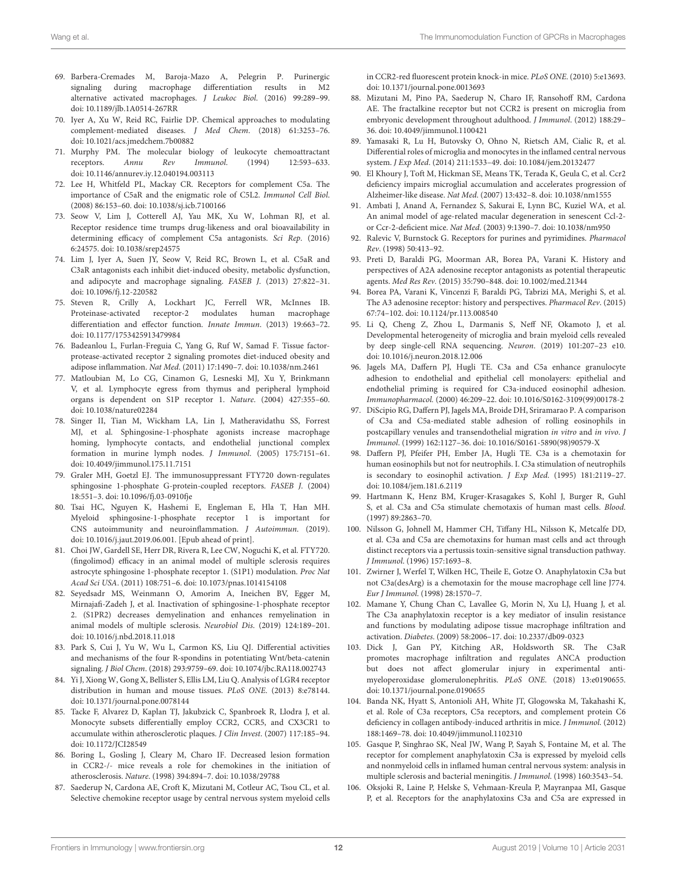69. Barbera-Cremades M, Baroja-Mazo A, Pelegrin P. Purinergic signaling during macrophage differentiation results in M2 alternative activated macrophages. *J Leukoc Biol*. (2016) 99:289–99. doi: 10.1189/jlb.1A0514-267RR
70. Iyer A, Xu W, Reid RC, Fairlie DP. Chemical approaches to modulating complement-mediated diseases. *J Med Chem*. (2018) 61:3253–76. doi: 10.1021/acs.jmedchem.7b00882
71. Murphy PM. The molecular biology of leukocyte chemoattractant receptors. *Annu Rev Immunol*. (1994) 12:593–633. doi: 10.1146/annurev.iy.12.040194.003113
72. Lee H, Whitfeld PL, Mackay CR. Receptors for complement C5a. The importance of C5aR and the enigmatic role of C5L2. *Immunol Cell Biol*. (2008) 86:153–60. doi: 10.1038/sj.icb.7100166
73. Seow V, Lim J, Cotterell AJ, Yau MK, Xu W, Lohman RJ, et al. Receptor residence time trumps drug-likeness and oral bioavailability in determining efficacy of complement C5a antagonists. *Sci Rep*. (2016) 6:24575. doi: 10.1038/srep24575
74. Lim J, Iyer A, Suen JY, Seow V, Reid RC, Brown L, et al. C5aR and C3aR antagonists each inhibit diet-induced obesity, metabolic dysfunction, and adipocyte and macrophage signaling. *FASEB J*. (2013) 27:822–31. doi: 10.1096/fj.12-220582
75. Steven R, Crilly A, Lockhart JC, Ferrell WR, McInnes IB. Proteinase-activated receptor-2 modulates human macrophage differentiation and effector function. *Innate Immun*. (2013) 19:663–72. doi: 10.1177/1753425913479984
76. Badeanlou L, Furlan-Freguia C, Yang G, Ruf W, Samad F. Tissue factor-protease-activated receptor 2 signaling promotes diet-induced obesity and adipose inflammation. *Nat Med*. (2011) 17:1490–7. doi: 10.1038/nm.2461
77. Matloubian M, Lo CG, Cinamon G, Lesneski MJ, Xu Y, Brinkmann V, et al. Lymphocyte egress from thymus and peripheral lymphoid organs is dependent on S1P receptor 1. *Nature*. (2004) 427:355–60. doi: 10.1038/nature02284
78. Singer II, Tian M, Wickham LA, Lin J, Matheravidathu SS, Forrest MJ, et al. Sphingosine-1-phosphate agonists increase macrophage homing, lymphocyte contacts, and endothelial junctional complex formation in murine lymph nodes. *J Immunol*. (2005) 175:7151–61. doi: 10.4049/jimmunol.175.11.7151
79. Graler MH, Goetzl EJ. The immunosuppressant FTY720 down-regulates sphingosine 1-phosphate G-protein-coupled receptors. *FASEB J*. (2004) 18:551–3. doi: 10.1096/fj.03-0910fje
80. Tsai HC, Nguyen K, Hashemi E, Engleman E, Hla T, Han MH. Myeloid sphingosine-1-phosphate receptor 1 is important for CNS autoimmunity and neuroinflammation. *J Autoimmun*. (2019). doi: 10.1016/j.jaut.2019.06.001. [Epub ahead of print].
81. Choi JW, Gardell SE, Herr DR, Rivera R, Lee CW, Noguchi K, et al. FTY720. (fingolimod) efficacy in an animal model of multiple sclerosis requires astrocyte sphingosine 1-phosphate receptor 1. (S1P1) modulation. *Proc Nat Acad Sci USA*. (2011) 108:751–6. doi: 10.1073/pnas.1014154108
82. Seyedsadr MS, Weinmann O, Amorim A, Ineichen BV, Egger M, Mirnajafi-Zadeh J, et al. Inactivation of sphingosine-1-phosphate receptor 2. (S1PR2) decreases demyelination and enhances remyelination in animal models of multiple sclerosis. *Neurobiol Dis*. (2019) 124:189–201. doi: 10.1016/j.nbd.2018.11.018
83. Park S, Cui J, Yu W, Wu L, Carmon KS, Liu QJ. Differential activities and mechanisms of the four R-spondins in potentiating Wnt/beta-catenin signaling. *J Biol Chem*. (2018) 293:9759–69. doi: 10.1074/jbc.RA118.002743
84. Yi J, Xiong W, Gong X, Bellister S, Ellis LM, Liu Q. Analysis of LGR4 receptor distribution in human and mouse tissues. *PLoS ONE*. (2013) 8:e78144. doi: 10.1371/journal.pone.0078144
85. Tacke F, Alvarez D, Kaplan TJ, Jakubzick C, Spanbroek R, Llodra J, et al. Monocyte subsets differentially employ CCR2, CCR5, and CX3CR1 to accumulate within atherosclerotic plaques. *J Clin Invest*. (2007) 117:185–94. doi: 10.1172/JCI28549
86. Boring L, Gosling J, Cleary M, Charo IF. Decreased lesion formation in CCR2-/- mice reveals a role for chemokines in the initiation of atherosclerosis. *Nature*. (1998) 394:894–7. doi: 10.1038/29788
87. Saederup N, Cardona AE, Croft K, Mizutani M, Cotleur AC, Tsou CL, et al. Selective chemokine receptor usage by central nervous system myeloid cells in CCR2-red fluorescent protein knock-in mice. *PLoS ONE*. (2010) 5:e13693. doi: 10.1371/journal.pone.0013693
88. Mizutani M, Pino PA, Saederup N, Charo IF, Ransohoff RM, Cardona AE. The fractalkine receptor but not CCR2 is present on microglia from embryonic development throughout adulthood. *J Immunol*. (2012) 188:29–36. doi: 10.4049/jimmunol.1100421
89. Yamasaki R, Lu H, Butovsky O, Ohno N, Rietsch AM, Cialic R, et al. Differential roles of microglia and monocytes in the inflamed central nervous system. *J Exp Med*. (2014) 211:1533–49. doi: 10.1084/jem.20132477
90. El Khoury J, Toft M, Hickman SE, Means TK, Terada K, Geula C, et al. Ccr2 deficiency impairs microglial accumulation and accelerates progression of Alzheimer-like disease. *Nat Med*. (2007) 13:432–8. doi: 10.1038/nm1555
91. Ambati J, Anand A, Fernandez S, Sakurai E, Lynn BC, Kuziel WA, et al. An animal model of age-related macular degeneration in senescent Ccl-2- or Ccr-2-deficient mice. *Nat Med*. (2003) 9:1390–7. doi: 10.1038/nm950
92. Ralevic V, Burnstock G. Receptors for purines and pyrimidines. *Pharmacol Rev*. (1998) 50:413–92.
93. Preti D, Baraldi PG, Moorman AR, Borea PA, Varani K. History and perspectives of A2A adenosine receptor antagonists as potential therapeutic agents. *Med Res Rev*. (2015) 35:790–848. doi: 10.1002/med.21344
94. Borea PA, Varani K, Vincenzi F, Baraldi PG, Tabrizi MA, Merighi S, et al. The A3 adenosine receptor: history and perspectives. *Pharmacol Rev*. (2015) 67:74–102. doi: 10.1124/pr.113.008540
95. Li Q, Cheng Z, Zhou L, Darmanis S, Neff NF, Okamoto J, et al. Developmental heterogeneity of microglia and brain myeloid cells revealed by deep single-cell RNA sequencing. *Neuron*. (2019) 101:207–23 e10. doi: 10.1016/j.neuron.2018.12.006
96. Jagels MA, Daffern PJ, Hugli TE. C3a and C5a enhance granulocyte adhesion to endothelial and epithelial cell monolayers: epithelial and endothelial priming is required for C3a-induced eosinophil adhesion. *Immunopharmacol*. (2000) 46:209–22. doi: 10.1016/S0162-3109(99)00178-2
97. DiScipio RG, Daffern PJ, Jagels MA, Broide DH, Sriramarao P. A comparison of C3a and C5a-mediated stable adhesion of rolling eosinophils in postcapillary venules and transendothelial migration *in vitro* and *in vivo*. *J Immunol*. (1999) 162:1127–36. doi: 10.1016/S0161-5890(98)90579-X
98. Daffern PJ, Pfeifer PH, Ember JA, Hugli TE. C3a is a chemotaxin for human eosinophils but not for neutrophils. I. C3a stimulation of neutrophils is secondary to eosinophil activation. *J Exp Med*. (1995) 181:2119–27. doi: 10.1084/jem.181.6.2119
99. Hartmann K, Henz BM, Kruger-Krasagakes S, Kohl J, Burger R, Guhl S, et al. C3a and C5a stimulate chemotaxis of human mast cells. *Blood*. (1997) 89:2863–70.
100. Nilsson G, Johnell M, Hammer CH, Tiffany HL, Nilsson K, Metcalfe DD, et al. C3a and C5a are chemotaxins for human mast cells and act through distinct receptors via a pertussis toxin-sensitive signal transduction pathway. *J Immunol*. (1996) 157:1693–8.
101. Zwirner J, Werfel T, Wilken HC, Theile E, Gotze O. Anaphylatoxin C3a but not C3a(desArg) is a chemotaxin for the mouse macrophage cell line J774. *Eur J Immunol*. (1998) 28:1570–7.
102. Mamane Y, Chung Chan C, Lavallee G, Morin N, Xu LJ, Huang J, et al. The C3a anaphylatoxin receptor is a key mediator of insulin resistance and functions by modulating adipose tissue macrophage infiltration and activation. *Diabetes*. (2009) 58:2006–17. doi: 10.2337/db09-0323
103. Dick J, Gan PY, Kitching AR, Holdsworth SR. The C3aR promotes macrophage infiltration and regulates ANCA production but does not affect glomerular injury in experimental anti-myeloperoxidase glomerulonephritis. *PLoS ONE*. (2018) 13:e0190655. doi: 10.1371/journal.pone.0190655
104. Banda NK, Hyatt S, Antonioli AH, White JT, Glogowska M, Takahashi K, et al. Role of C3a receptors, C5a receptors, and complement protein C6 deficiency in collagen antibody-induced arthritis in mice. *J Immunol*. (2012) 188:1469–78. doi: 10.4049/jimmunol.1102310
105. Gasque P, Singhrao SK, Neal JW, Wang P, Sayah S, Fontaine M, et al. The receptor for complement anaphylatoxin C3a is expressed by myeloid cells and nonmyeloid cells in inflamed human central nervous system: analysis in multiple sclerosis and bacterial meningitis. *J Immunol*. (1998) 160:3543–54.
106. Oksjoki R, Laine P, Helske S, Vehmaan-Kreula P, Mayranpaa MI, Gasque P, et al. Receptors for the anaphylatoxins C3a and C5a are expressed in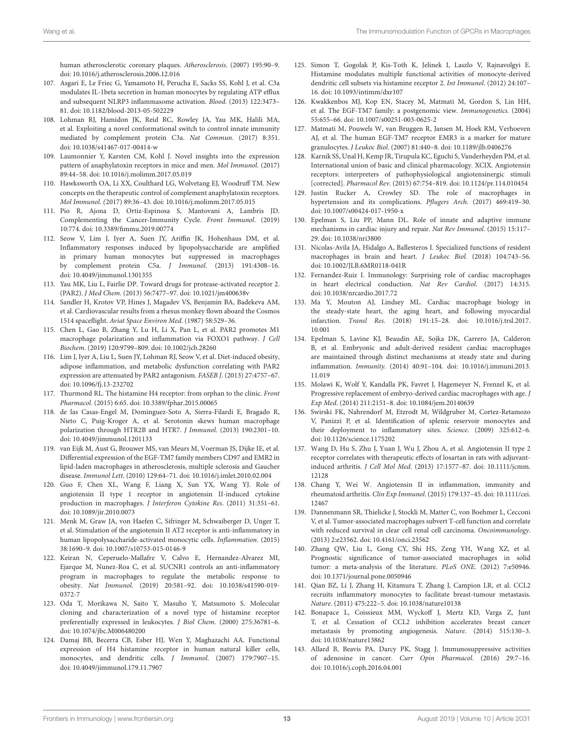human atherosclerotic coronary plaques. *Atherosclerosis*. (2007) 195:90–9. doi: 10.1016/j.atherosclerosis.2006.12.016

107. Asgari E, Le Friec G, Yamamoto H, Perucha E, Sacks SS, Kohl J, et al. C3a modulates IL-1beta secretion in human monocytes by regulating ATP efflux and subsequent NLRP3 inflammasome activation. *Blood*. (2013) 122:3473–81. doi: 10.1182/blood-2013-05-502229
108. Lohman RJ, Hamidon JK, Reid RC, Rowley JA, Yau MK, Halili MA, et al. Exploiting a novel conformational switch to control innate immunity mediated by complement protein C3a. *Nat Commun*. (2017) 8:351. doi: 10.1038/s41467-017-00414-w
109. Laumonnier Y, Karsten CM, Kohl J. Novel insights into the expression pattern of anaphylatoxin receptors in mice and men. *Mol Immunol*. (2017) 89:44–58. doi: 10.1016/j.molimm.2017.05.019
110. Hawksworth OA, Li XX, Coulthard LG, Wolvetang EJ, Woodruff TM. New concepts on the therapeutic control of complement anaphylatoxin receptors. *Mol Immunol. (*2017) 89:36–43. doi: 10.1016/j.molimm.2017.05.015
111. Pio R, Ajona D, Ortiz-Espinosa S, Mantovani A, Lambris JD. Complementing the Cancer-Immunity Cycle. *Front Immunol*. (2019) 10:774. doi: 10.3389/fimmu.2019.00774
112. Seow V, Lim J, Iyer A, Suen JY, Ariffin JK, Hohenhaus DM, et al. Inflammatory responses induced by lipopolysaccharide are amplified in primary human monocytes but suppressed in macrophages by complement protein C5a. *J Immunol*. (2013) 191:4308–16. doi: 10.4049/jimmunol.1301355
113. Yau MK, Liu L, Fairlie DP. Toward drugs for protease-activated receptor 2. (PAR2). *J Med Chem*. (2013) 56:7477–97. doi: 10.1021/jm400638v
114. Sandler H, Krotov VP, Hines J, Magadev VS, Benjamin BA, Badekeva AM, et al. Cardiovascular results from a rhesus monkey flown aboard the Cosmos 1514 spaceflight. *Aviat Space Environ Med*. (1987) 58:529–36.
115. Chen L, Gao B, Zhang Y, Lu H, Li X, Pan L, et al. PAR2 promotes M1 macrophage polarization and inflammation via FOXO1 pathway. *J Cell Biochem*. (2019) 120:9799–809. doi: 10.1002/jcb.28260
116. Lim J, Iyer A, Liu L, Suen JY, Lohman RJ, Seow V, et al. Diet-induced obesity, adipose inflammation, and metabolic dysfunction correlating with PAR2 expression are attenuated by PAR2 antagonism. *FASEB J*. (2013) 27:4757–67. doi: 10.1096/fj.13-232702
117. Thurmond RL. The histamine H4 receptor: from orphan to the clinic. *Front Pharmacol*. (2015) 6:65. doi: 10.3389/fphar.2015.00065
118. de las Casas-Engel M, Dominguez-Soto A, Sierra-Filardi E, Bragado R, Nieto C, Puig-Kroger A, et al. Serotonin skews human macrophage polarization through HTR2B and HTR7. *J Immunol*. (2013) 190:2301–10. doi: 10.4049/jimmunol.1201133
119. van Eijk M, Aust G, Brouwer MS, van Meurs M, Voerman JS, Dijke IE, et al. Differential expression of the EGF-TM7 family members CD97 and EMR2 in lipid-laden macrophages in atherosclerosis, multiple sclerosis and Gaucher disease. *Immunol Lett*. (2010) 129:64–71. doi: 10.1016/j.imlet.2010.02.004
120. Guo F, Chen XL, Wang F, Liang X, Sun YX, Wang YJ. Role of angiotensin II type 1 receptor in angiotensin II-induced cytokine production in macrophages. *J Interferon Cytokine Res*. (2011) 31:351–61. doi: 10.1089/jir.2010.0073
121. Menk M, Graw JA, von Haefen C, Sifringer M, Schwaiberger D, Unger T, et al. Stimulation of the angiotensin II AT2 receptor is anti-inflammatory in human lipopolysaccharide-activated monocytic cells. *Inflammation*. (2015) 38:1690–9. doi: 10.1007/s10753-015-0146-9
122. Keiran N, Ceperuelo-Mallafre V, Calvo E, Hernandez-Alvarez MI, Ejarque M, Nunez-Roa C, et al. SUCNR1 controls an anti-inflammatory program in macrophages to regulate the metabolic response to obesity. *Nat Immunol*. (2019) 20:581–92. doi: 10.1038/s41590-019-0372-7
123. Oda T, Morikawa N, Saito Y, Masuho Y, Matsumoto S. Molecular cloning and characterization of a novel type of histamine receptor preferentially expressed in leukocytes. *J Biol Chem*. (2000) 275:36781–6. doi: 10.1074/jbc.M006480200
124. Damaj BB, Becerra CB, Esber HJ, Wen Y, Maghazachi AA. Functional expression of H4 histamine receptor in human natural killer cells, monocytes, and dendritic cells. *J Immunol*. (2007) 179:7907–15. doi: 10.4049/jimmunol.179.11.7907
125. Simon T, Gogolak P, Kis-Toth K, Jelinek I, Laszlo V, Rajnavolgyi E. Histamine modulates multiple functional activities of monocyte-derived dendritic cell subsets via histamine receptor 2. *Int Immunol*. (2012) 24:107–16. doi: 10.1093/intimm/dxr107
126. Kwakkenbos MJ, Kop EN, Stacey M, Matmati M, Gordon S, Lin HH, et al. The EGF-TM7 family: a postgenomic view. *Immunogenetics*. (2004) 55:655–66. doi: 10.1007/s00251-003-0625-2
127. Matmati M, Pouwels W, van Bruggen R, Jansen M, Hoek RM, Verhoeven AJ, et al. The human EGF-TM7 receptor EMR3 is a marker for mature granulocytes. *J Leukoc Biol*. (2007) 81:440–8. doi: 10.1189/jlb.0406276
128. Karnik SS, Unal H, Kemp JR, Tirupula KC, Eguchi S, Vanderheyden PM, et al. International union of basic and clinical pharmacology. XCIX. Angiotensin receptors: interpreters of pathophysiological angiotensinergic stimuli [corrected]. *Pharmacol Rev*. (2015) 67:754–819. doi: 10.1124/pr.114.010454
129. Justin Rucker A, Crowley SD. The role of macrophages in hypertension and its complications. *Pflugers Arch*. (2017) 469:419–30. doi: 10.1007/s00424-017-1950-x
130. Epelman S, Liu PP, Mann DL. Role of innate and adaptive immune mechanisms in cardiac injury and repair. *Nat Rev Immunol*. (2015) 15:117–29. doi: 10.1038/nri3800
131. Nicolas-Avila JA, Hidalgo A, Ballesteros I. Specialized functions of resident macrophages in brain and heart. *J Leukoc Biol*. (2018) 104:743–56. doi: 10.1002/JLB.6MR0118-041R
132. Fernandez-Ruiz I. Immunology: Surprising role of cardiac macrophages in heart electrical conduction. *Nat Rev Cardiol*. (2017) 14:315. doi: 10.1038/nrcardio.2017.72
133. Ma Y, Mouton AJ, Lindsey ML. Cardiac macrophage biology in the steady-state heart, the aging heart, and following myocardial infarction. *Transl Res*. (2018) 191:15–28. doi: 10.1016/j.trsl.2017.10.001
134. Epelman S, Lavine KJ, Beaudin AE, Sojka DK, Carrero JA, Calderon B, et al. Embryonic and adult-derived resident cardiac macrophages are maintained through distinct mechanisms at steady state and during inflammation. *Immunity*. (2014) 40:91–104. doi: 10.1016/j.immuni.2013.11.019
135. Molawi K, Wolf Y, Kandalla PK, Favret J, Hagemeyer N, Frenzel K, et al. Progressive replacement of embryo-derived cardiac macrophages with age. *J Exp Med*. (2014) 211:2151–8. doi: 10.1084/jem.20140639
136. Swirski FK, Nahrendorf M, Etzrodt M, Wildgruber M, Cortez-Retamozo V, Panizzi P, et al. Identification of splenic reservoir monocytes and their deployment to inflammatory sites. *Science*. (2009) 325:612–6. doi: 10.1126/science.1175202
137. Wang D, Hu S, Zhu J, Yuan J, Wu J, Zhou A, et al. Angiotensin II type 2 receptor correlates with therapeutic effects of losartan in rats with adjuvant-induced arthritis. *J Cell Mol Med*. (2013) 17:1577–87. doi: 10.1111/jcmm.12128
138. Chang Y, Wei W. Angiotensin II in inflammation, immunity and rheumatoid arthritis. *Clin Exp Immunol*. (2015) 179:137–45. doi: 10.1111/cei.12467
139. Dannenmann SR, Thielicke J, Stockli M, Matter C, von Boehmer L, Cecconi V, et al. Tumor-associated macrophages subvert T-cell function and correlate with reduced survival in clear cell renal cell carcinoma. *Oncoimmunology*. (2013) 2:e23562. doi: 10.4161/onci.23562
140. Zhang QW, Liu L, Gong CY, Shi HS, Zeng YH, Wang XZ, et al. Prognostic significance of tumor-associated macrophages in solid tumor: a meta-analysis of the literature. *PLoS ONE*. (2012) 7:e50946. doi: 10.1371/journal.pone.0050946
141. Qian BZ, Li J, Zhang H, Kitamura T, Zhang J, Campion LR, et al. CCL2 recruits inflammatory monocytes to facilitate breast-tumour metastasis. *Nature*. (2011) 475:222–5. doi: 10.1038/nature10138
142. Bonapace L, Coissieux MM, Wyckoff J, Mertz KD, Varga Z, Junt T, et al. Cessation of CCL2 inhibition accelerates breast cancer metastasis by promoting angiogenesis. *Nature*. (2014) 515:130–3. doi: 10.1038/nature13862
143. Allard B, Beavis PA, Darcy PK, Stagg J. Immunosuppressive activities of adenosine in cancer. *Curr Opin Pharmacol*. (2016) 29:7–16. doi: 10.1016/j.coph.2016.04.001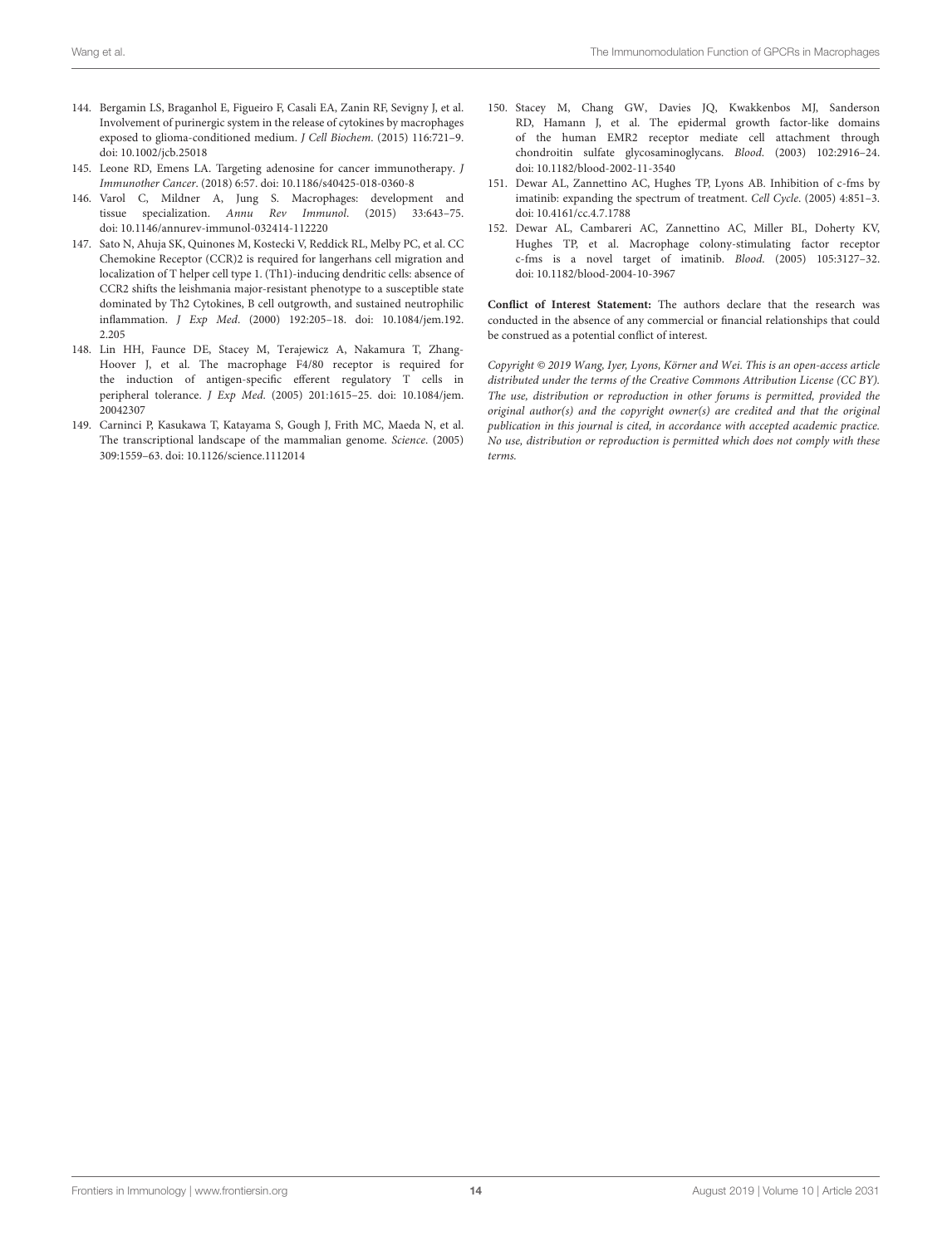144. Bergamin LS, Braganhol E, Figueiro F, Casali EA, Zanin RF, Sevigny J, et al. Involvement of purinergic system in the release of cytokines by macrophages exposed to glioma-conditioned medium. *J Cell Biochem*. (2015) 116:721–9. doi: 10.1002/jcb.25018

145. Leone RD, Emens LA. Targeting adenosine for cancer immunotherapy. *J Immunother Cancer*. (2018) 6:57. doi: 10.1186/s40425-018-0360-8

146. Varol C, Mildner A, Jung S. Macrophages: development and tissue specialization. *Annu Rev Immunol*. (2015) 33:643–75. doi: 10.1146/annurev-immunol-032414-112220

147. Sato N, Ahuja SK, Quinones M, Kostecki V, Reddick RL, Melby PC, et al. CC Chemokine Receptor (CCR)2 is required for langerhans cell migration and localization of T helper cell type 1. (Th1)-inducing dendritic cells: absence of CCR2 shifts the leishmania major-resistant phenotype to a susceptible state dominated by Th2 Cytokines, B cell outgrowth, and sustained neutrophilic inflammation. *J Exp Med*. (2000) 192:205–18. doi: 10.1084/jem.192.2.205

148. Lin HH, Faunce DE, Stacey M, Terajewicz A, Nakamura T, Zhang-Hoover J, et al. The macrophage F4/80 receptor is required for the induction of antigen-specific efferent regulatory T cells in peripheral tolerance. *J Exp Med*. (2005) 201:1615–25. doi: 10.1084/jem.20042307

149. Carninci P, Kasukawa T, Katayama S, Gough J, Frith MC, Maeda N, et al. The transcriptional landscape of the mammalian genome. *Science*. (2005) 309:1559–63. doi: 10.1126/science.1112014

150. Stacey M, Chang GW, Davies JQ, Kwakkenbos MJ, Sanderson RD, Hamann J, et al. The epidermal growth factor-like domains of the human EMR2 receptor mediate cell attachment through chondroitin sulfate glycosaminoglycans. *Blood*. (2003) 102:2916–24. doi: 10.1182/blood-2002-11-3540

151. Dewar AL, Zannettino AC, Hughes TP, Lyons AB. Inhibition of c-fms by imatinib: expanding the spectrum of treatment. *Cell Cycle*. (2005) 4:851–3. doi: 10.4161/cc.4.7.1788

152. Dewar AL, Cambareri AC, Zannettino AC, Miller BL, Doherty KV, Hughes TP, et al. Macrophage colony-stimulating factor receptor c-fms is a novel target of imatinib. *Blood*. (2005) 105:3127–32. doi: 10.1182/blood-2004-10-3967

**Conflict of Interest Statement:** The authors declare that the research was conducted in the absence of any commercial or financial relationships that could be construed as a potential conflict of interest.

*Copyright © 2019 Wang, Iyer, Lyons, Körner and Wei. This is an open-access article distributed under the terms of the Creative Commons Attribution License (CC BY). The use, distribution or reproduction in other forums is permitted, provided the original author(s) and the copyright owner(s) are credited and that the original publication in this journal is cited, in accordance with accepted academic practice. No use, distribution or reproduction is permitted which does not comply with these terms.*